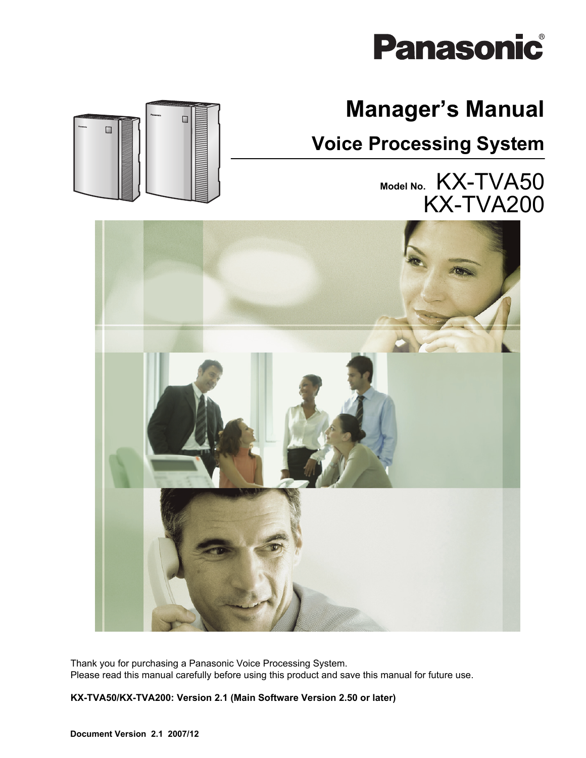Panasonic®

# Manager's Manual

## Voice Processing System

Model No. KX-TVA50
KX-TVA200

Thank you for purchasing a Panasonic Voice Processing System.
Please read this manual carefully before using this product and save this manual for future use.

**KX-TVA50/KX-TVA200: Version 2.1 (Main Software Version 2.50 or later)**

**Document Version 2.1 2007/12**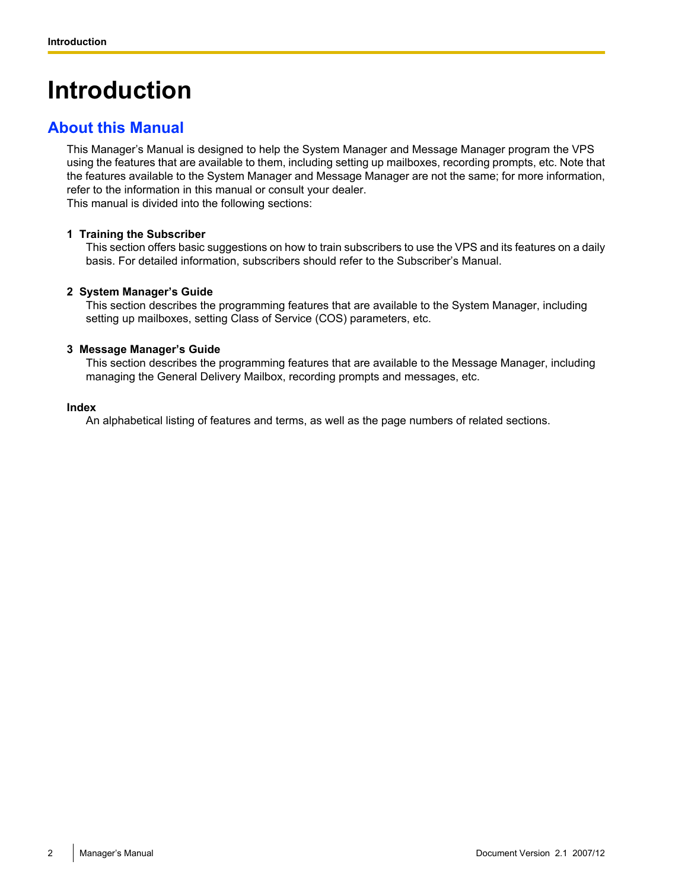# Introduction

## About this Manual

This Manager's Manual is designed to help the System Manager and Message Manager program the VPS using the features that are available to them, including setting up mailboxes, recording prompts, etc. Note that the features available to the System Manager and Message Manager are not the same; for more information, refer to the information in this manual or consult your dealer.
This manual is divided into the following sections:

**1 Training the Subscriber**
This section offers basic suggestions on how to train subscribers to use the VPS and its features on a daily basis. For detailed information, subscribers should refer to the Subscriber's Manual.

**2 System Manager's Guide**
This section describes the programming features that are available to the System Manager, including setting up mailboxes, setting Class of Service (COS) parameters, etc.

**3 Message Manager's Guide**
This section describes the programming features that are available to the Message Manager, including managing the General Delivery Mailbox, recording prompts and messages, etc.

**Index**
An alphabetical listing of features and terms, as well as the page numbers of related sections.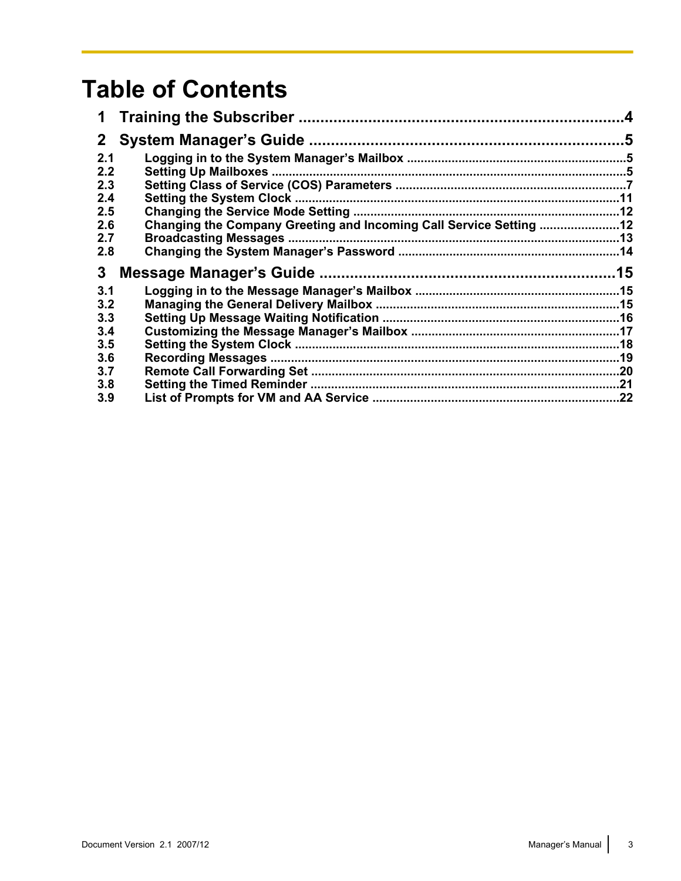# Table of Contents

**1 Training the Subscriber** ....................................................................**4**

**2 System Manager's Guide** ....................................................................**5**

- **2.1** Logging in to the System Manager's Mailbox .....................................5
- **2.2** Setting Up Mailboxes ....................................................................5
- **2.3** Setting Class of Service (COS) Parameters ....................................7
- **2.4** Setting the System Clock ..............................................................11
- **2.5** Changing the Service Mode Setting ..............................................12
- **2.6** Changing the Company Greeting and Incoming Call Service Setting ..........12
- **2.7** Broadcasting Messages ................................................................13
- **2.8** Changing the System Manager's Password ....................................14

**3 Message Manager's Guide** ..................................................................**15**

- **3.1** Logging in to the Message Manager's Mailbox ...............................15
- **3.2** Managing the General Delivery Mailbox .........................................15
- **3.3** Setting Up Message Waiting Notification ......................................16
- **3.4** Customizing the Message Manager's Mailbox ...............................17
- **3.5** Setting the System Clock ..............................................................18
- **3.6** Recording Messages .....................................................................19
- **3.7** Remote Call Forwarding Set .........................................................20
- **3.8** Setting the Timed Reminder .........................................................21
- **3.9** List of Prompts for VM and AA Service .........................................22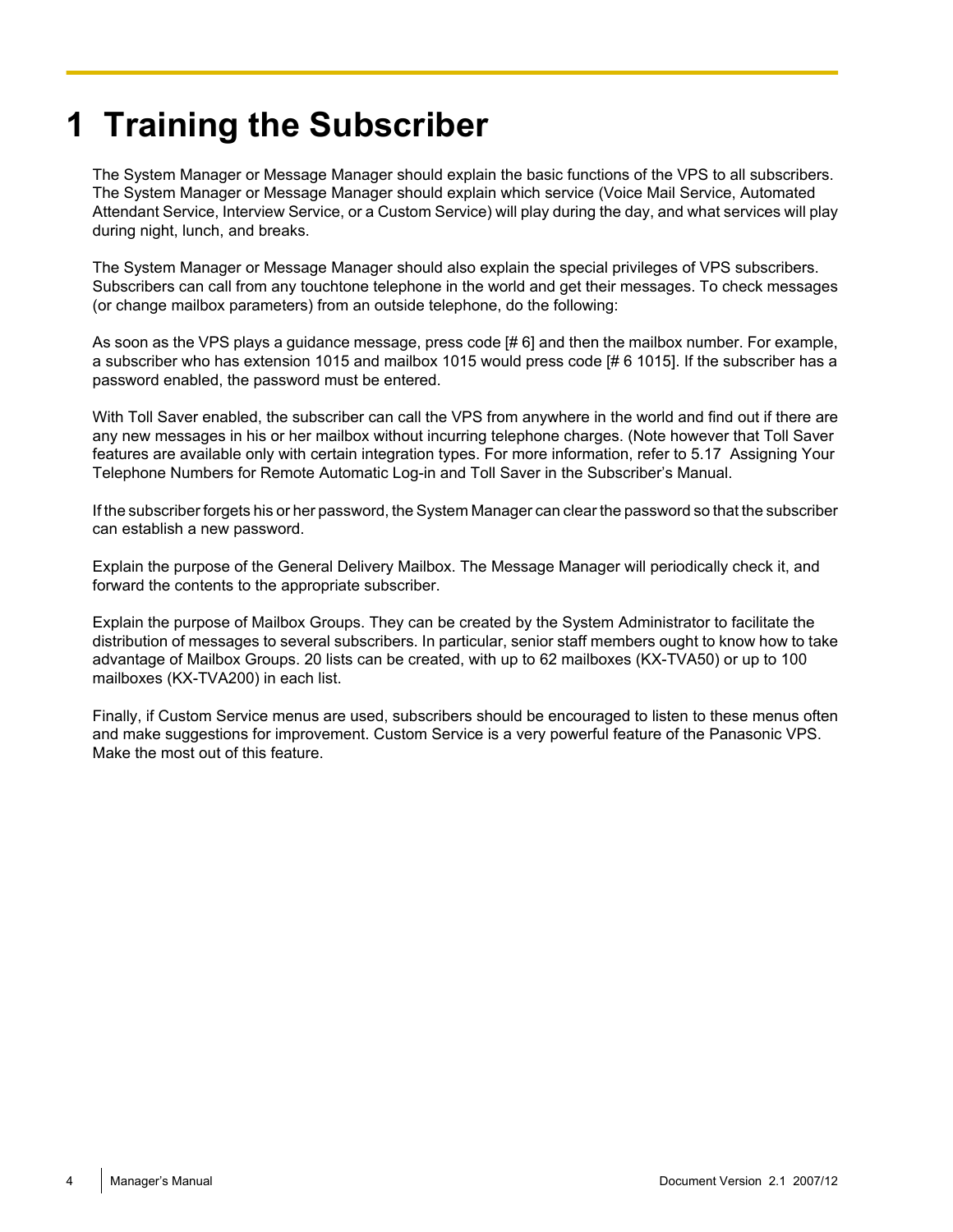# 1 Training the Subscriber

The System Manager or Message Manager should explain the basic functions of the VPS to all subscribers. The System Manager or Message Manager should explain which service (Voice Mail Service, Automated Attendant Service, Interview Service, or a Custom Service) will play during the day, and what services will play during night, lunch, and breaks.

The System Manager or Message Manager should also explain the special privileges of VPS subscribers. Subscribers can call from any touchtone telephone in the world and get their messages. To check messages (or change mailbox parameters) from an outside telephone, do the following:

As soon as the VPS plays a guidance message, press code [# 6] and then the mailbox number. For example, a subscriber who has extension 1015 and mailbox 1015 would press code [# 6 1015]. If the subscriber has a password enabled, the password must be entered.

With Toll Saver enabled, the subscriber can call the VPS from anywhere in the world and find out if there are any new messages in his or her mailbox without incurring telephone charges. (Note however that Toll Saver features are available only with certain integration types. For more information, refer to 5.17 Assigning Your Telephone Numbers for Remote Automatic Log-in and Toll Saver in the Subscriber's Manual.

If the subscriber forgets his or her password, the System Manager can clear the password so that the subscriber can establish a new password.

Explain the purpose of the General Delivery Mailbox. The Message Manager will periodically check it, and forward the contents to the appropriate subscriber.

Explain the purpose of Mailbox Groups. They can be created by the System Administrator to facilitate the distribution of messages to several subscribers. In particular, senior staff members ought to know how to take advantage of Mailbox Groups. 20 lists can be created, with up to 62 mailboxes (KX-TVA50) or up to 100 mailboxes (KX-TVA200) in each list.

Finally, if Custom Service menus are used, subscribers should be encouraged to listen to these menus often and make suggestions for improvement. Custom Service is a very powerful feature of the Panasonic VPS. Make the most out of this feature.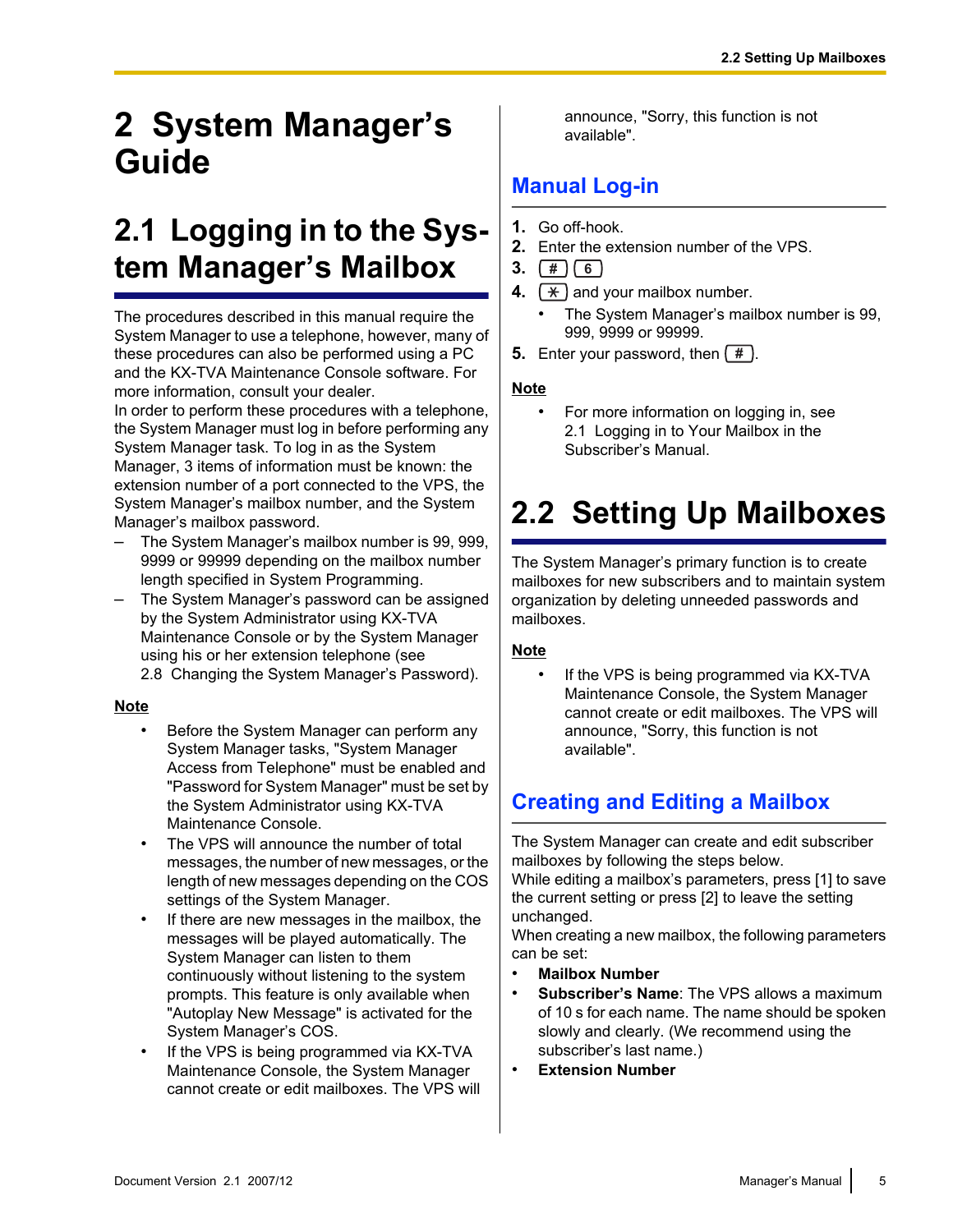# 2 System Manager's Guide

## 2.1 Logging in to the System Manager's Mailbox

The procedures described in this manual require the System Manager to use a telephone, however, many of these procedures can also be performed using a PC and the KX-TVA Maintenance Console software. For more information, consult your dealer.
In order to perform these procedures with a telephone, the System Manager must log in before performing any System Manager task. To log in as the System Manager, 3 items of information must be known: the extension number of a port connected to the VPS, the System Manager's mailbox number, and the System Manager's mailbox password.

- The System Manager's mailbox number is 99, 999, 9999 or 99999 depending on the mailbox number length specified in System Programming.
- The System Manager's password can be assigned by the System Administrator using KX-TVA Maintenance Console or by the System Manager using his or her extension telephone (see 2.8 Changing the System Manager's Password).

**Note**

- Before the System Manager can perform any System Manager tasks, "System Manager Access from Telephone" must be enabled and "Password for System Manager" must be set by the System Administrator using KX-TVA Maintenance Console.
- The VPS will announce the number of total messages, the number of new messages, or the length of new messages depending on the COS settings of the System Manager.
- If there are new messages in the mailbox, the messages will be played automatically. The System Manager can listen to them continuously without listening to the system prompts. This feature is only available when "Autoplay New Message" is activated for the System Manager's COS.
- If the VPS is being programmed via KX-TVA Maintenance Console, the System Manager cannot create or edit mailboxes. The VPS will announce, "Sorry, this function is not available".

### Manual Log-in

1. Go off-hook.
2. Enter the extension number of the VPS.
3. [#] [6]
4. [*] and your mailbox number.
   - The System Manager's mailbox number is 99, 999, 9999 or 99999.
5. Enter your password, then [#].

**Note**

- For more information on logging in, see 2.1 Logging in to Your Mailbox in the Subscriber's Manual.

## 2.2 Setting Up Mailboxes

The System Manager's primary function is to create mailboxes for new subscribers and to maintain system organization by deleting unneeded passwords and mailboxes.

**Note**

- If the VPS is being programmed via KX-TVA Maintenance Console, the System Manager cannot create or edit mailboxes. The VPS will announce, "Sorry, this function is not available".

### Creating and Editing a Mailbox

The System Manager can create and edit subscriber mailboxes by following the steps below.
While editing a mailbox's parameters, press [1] to save the current setting or press [2] to leave the setting unchanged.
When creating a new mailbox, the following parameters can be set:

- **Mailbox Number**
- **Subscriber's Name**: The VPS allows a maximum of 10 s for each name. The name should be spoken slowly and clearly. (We recommend using the subscriber's last name.)
- **Extension Number**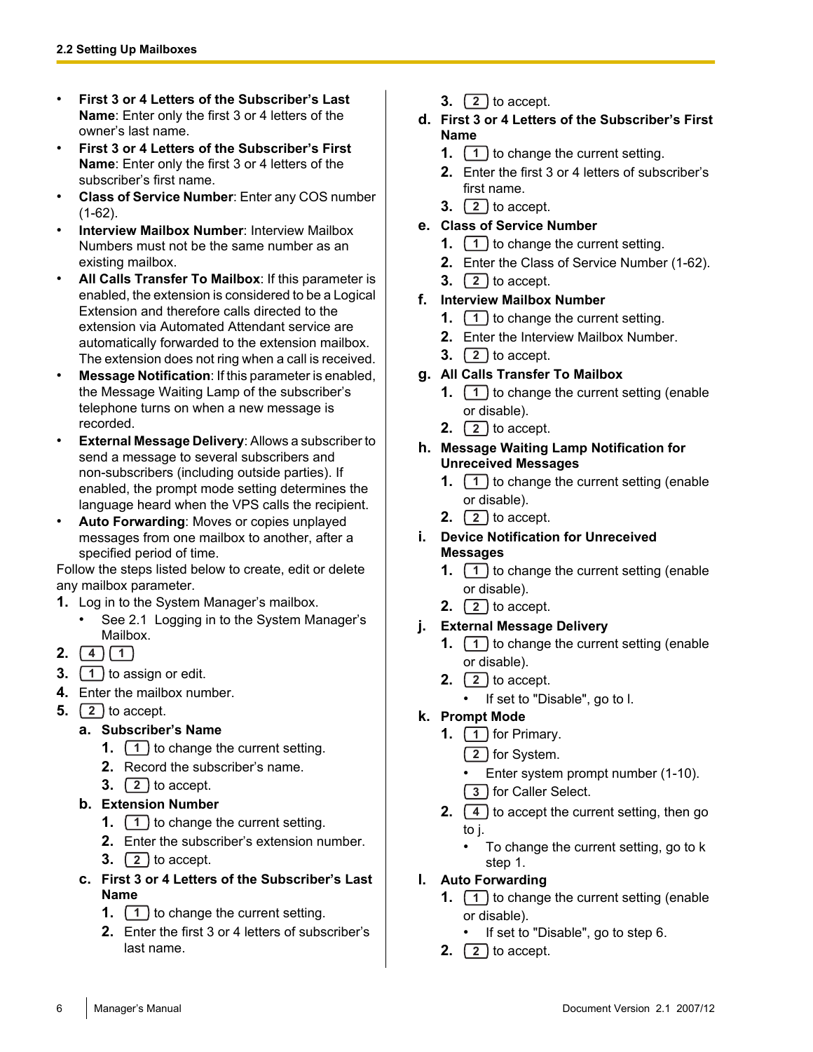- **First 3 or 4 Letters of the Subscriber's Last Name**: Enter only the first 3 or 4 letters of the owner's last name.
- **First 3 or 4 Letters of the Subscriber's First Name**: Enter only the first 3 or 4 letters of the subscriber's first name.
- **Class of Service Number**: Enter any COS number (1-62).
- **Interview Mailbox Number**: Interview Mailbox Numbers must not be the same number as an existing mailbox.
- **All Calls Transfer To Mailbox**: If this parameter is enabled, the extension is considered to be a Logical Extension and therefore calls directed to the extension via Automated Attendant service are automatically forwarded to the extension mailbox. The extension does not ring when a call is received.
- **Message Notification**: If this parameter is enabled, the Message Waiting Lamp of the subscriber's telephone turns on when a new message is recorded.
- **External Message Delivery**: Allows a subscriber to send a message to several subscribers and non-subscribers (including outside parties). If enabled, the prompt mode setting determines the language heard when the VPS calls the recipient.
- **Auto Forwarding**: Moves or copies unplayed messages from one mailbox to another, after a specified period of time.

Follow the steps listed below to create, edit or delete any mailbox parameter.

1. Log in to the System Manager's mailbox.
   - See 2.1 Logging in to the System Manager's Mailbox.
2. [4] [1]
3. [1] to assign or edit.
4. Enter the mailbox number.
5. [2] to accept.
   - **a. Subscriber's Name**
     1. [1] to change the current setting.
     2. Record the subscriber's name.
     3. [2] to accept.
   - **b. Extension Number**
     1. [1] to change the current setting.
     2. Enter the subscriber's extension number.
     3. [2] to accept.
   - **c. First 3 or 4 Letters of the Subscriber's Last Name**
     1. [1] to change the current setting.
     2. Enter the first 3 or 4 letters of subscriber's last name.
     3. [2] to accept.
   - **d. First 3 or 4 Letters of the Subscriber's First Name**
     1. [1] to change the current setting.
     2. Enter the first 3 or 4 letters of subscriber's first name.
     3. [2] to accept.
   - **e. Class of Service Number**
     1. [1] to change the current setting.
     2. Enter the Class of Service Number (1-62).
     3. [2] to accept.
   - **f. Interview Mailbox Number**
     1. [1] to change the current setting.
     2. Enter the Interview Mailbox Number.
     3. [2] to accept.
   - **g. All Calls Transfer To Mailbox**
     1. [1] to change the current setting (enable or disable).
     2. [2] to accept.
   - **h. Message Waiting Lamp Notification for Unreceived Messages**
     1. [1] to change the current setting (enable or disable).
     2. [2] to accept.
   - **i. Device Notification for Unreceived Messages**
     1. [1] to change the current setting (enable or disable).
     2. [2] to accept.
   - **j. External Message Delivery**
     1. [1] to change the current setting (enable or disable).
     2. [2] to accept.
        - If set to "Disable", go to l.
   - **k. Prompt Mode**
     1. [1] for Primary.
        [2] for System.
        - Enter system prompt number (1-10).

        [3] for Caller Select.
     2. [4] to accept the current setting, then go to j.
        - To change the current setting, go to k step 1.
   - **l. Auto Forwarding**
     1. [1] to change the current setting (enable or disable).
        - If set to "Disable", go to step 6.
     2. [2] to accept.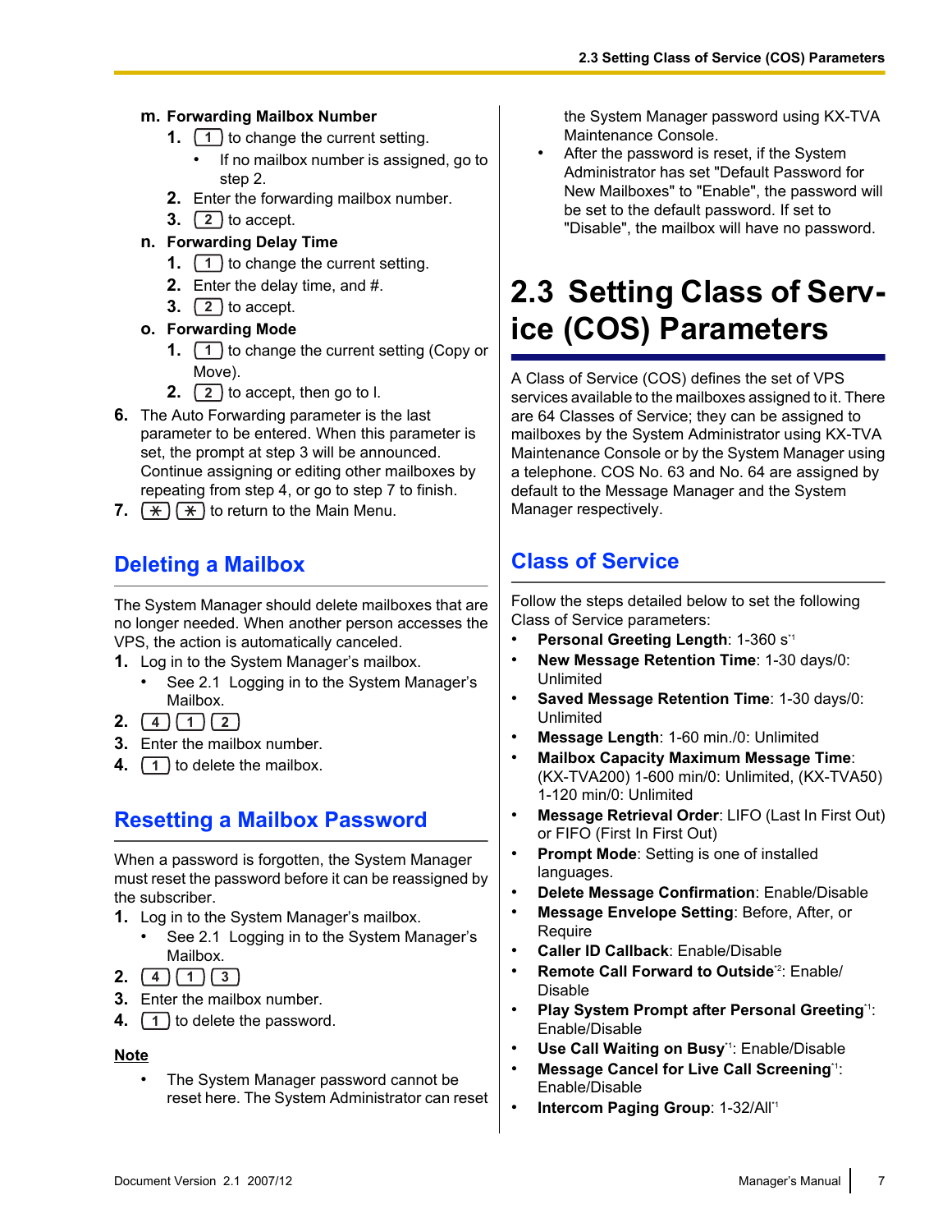**m. Forwarding Mailbox Number**

1. [1] to change the current setting.
   - If no mailbox number is assigned, go to step 2.
2. Enter the forwarding mailbox number.
3. [2] to accept.

**n. Forwarding Delay Time**

1. [1] to change the current setting.
2. Enter the delay time, and #.
3. [2] to accept.

**o. Forwarding Mode**

1. [1] to change the current setting (Copy or Move).
2. [2] to accept, then go to l.

6. The Auto Forwarding parameter is the last parameter to be entered. When this parameter is set, the prompt at step 3 will be announced. Continue assigning or editing other mailboxes by repeating from step 4, or go to step 7 to finish.
7. [*] [*] to return to the Main Menu.

## Deleting a Mailbox

The System Manager should delete mailboxes that are no longer needed. When another person accesses the VPS, the action is automatically canceled.

1. Log in to the System Manager's mailbox.
   - See 2.1 Logging in to the System Manager's Mailbox.
2. [4] [1] [2]
3. Enter the mailbox number.
4. [1] to delete the mailbox.

## Resetting a Mailbox Password

When a password is forgotten, the System Manager must reset the password before it can be reassigned by the subscriber.

1. Log in to the System Manager's mailbox.
   - See 2.1 Logging in to the System Manager's Mailbox.
2. [4] [1] [3]
3. Enter the mailbox number.
4. [1] to delete the password.

**Note**

- The System Manager password cannot be reset here. The System Administrator can reset the System Manager password using KX-TVA Maintenance Console.
- After the password is reset, if the System Administrator has set "Default Password for New Mailboxes" to "Enable", the password will be set to the default password. If set to "Disable", the mailbox will have no password.

# 2.3 Setting Class of Service (COS) Parameters

A Class of Service (COS) defines the set of VPS services available to the mailboxes assigned to it. There are 64 Classes of Service; they can be assigned to mailboxes by the System Administrator using KX-TVA Maintenance Console or by the System Manager using a telephone. COS No. 63 and No. 64 are assigned by default to the Message Manager and the System Manager respectively.

## Class of Service

Follow the steps detailed below to set the following Class of Service parameters:

- **Personal Greeting Length**: 1-360 s[*1]
- **New Message Retention Time**: 1-30 days/0: Unlimited
- **Saved Message Retention Time**: 1-30 days/0: Unlimited
- **Message Length**: 1-60 min./0: Unlimited
- **Mailbox Capacity Maximum Message Time**: (KX-TVA200) 1-600 min/0: Unlimited, (KX-TVA50) 1-120 min/0: Unlimited
- **Message Retrieval Order**: LIFO (Last In First Out) or FIFO (First In First Out)
- **Prompt Mode**: Setting is one of installed languages.
- **Delete Message Confirmation**: Enable/Disable
- **Message Envelope Setting**: Before, After, or Require
- **Caller ID Callback**: Enable/Disable
- **Remote Call Forward to Outside**[*2]: Enable/Disable
- **Play System Prompt after Personal Greeting**[*1]: Enable/Disable
- **Use Call Waiting on Busy**[*1]: Enable/Disable
- **Message Cancel for Live Call Screening**[*1]: Enable/Disable
- **Intercom Paging Group**: 1-32/All[*1]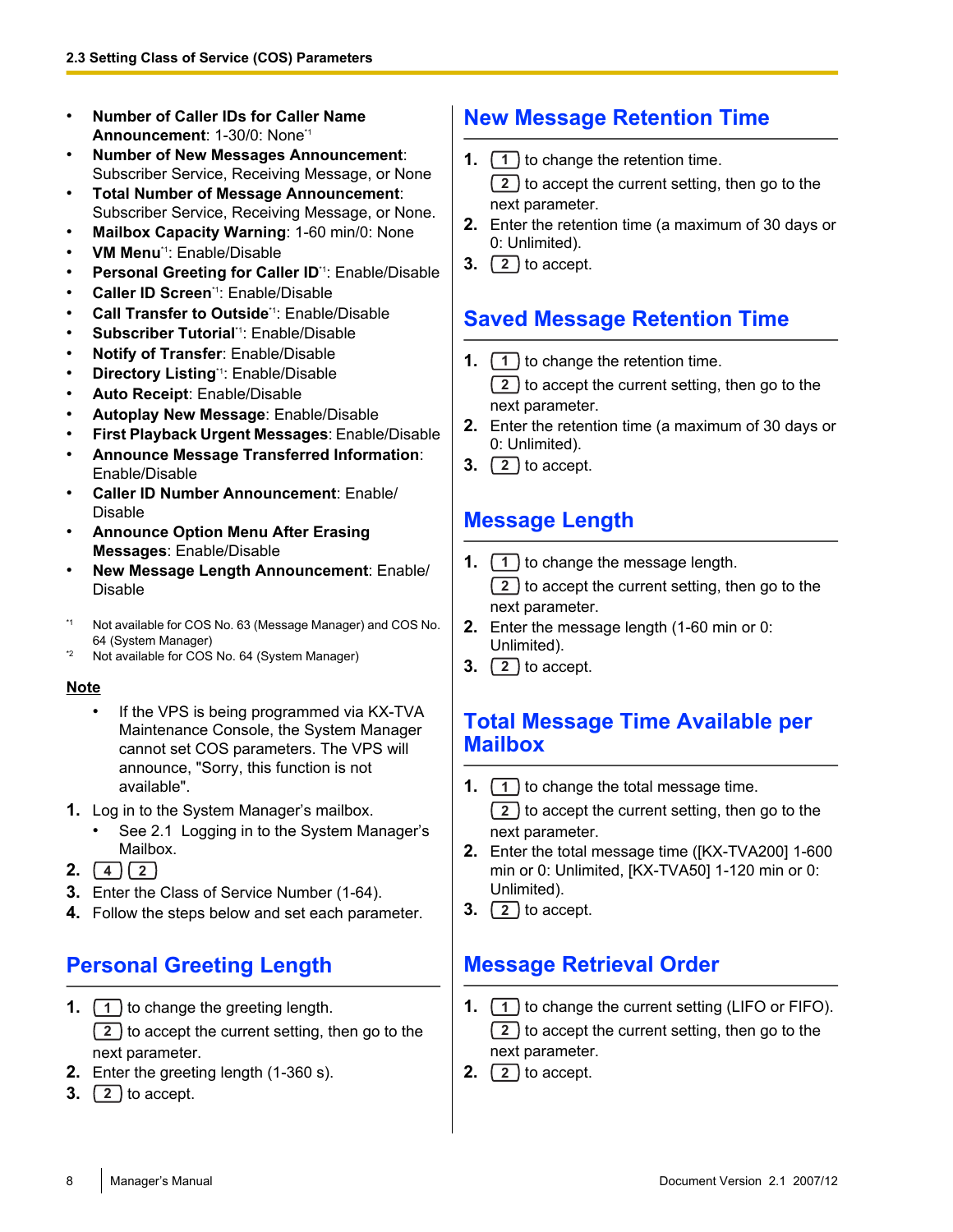- **Number of Caller IDs for Caller Name Announcement**: 1-30/0: None[*1]
- **Number of New Messages Announcement**: Subscriber Service, Receiving Message, or None
- **Total Number of Message Announcement**: Subscriber Service, Receiving Message, or None.
- **Mailbox Capacity Warning**: 1-60 min/0: None
- **VM Menu**[*1]: Enable/Disable
- **Personal Greeting for Caller ID**[*1]: Enable/Disable
- **Caller ID Screen**[*1]: Enable/Disable
- **Call Transfer to Outside**[*1]: Enable/Disable
- **Subscriber Tutorial**[*1]: Enable/Disable
- **Notify of Transfer**: Enable/Disable
- **Directory Listing**[*1]: Enable/Disable
- **Auto Receipt**: Enable/Disable
- **Autoplay New Message**: Enable/Disable
- **First Playback Urgent Messages**: Enable/Disable
- **Announce Message Transferred Information**: Enable/Disable
- **Caller ID Number Announcement**: Enable/Disable
- **Announce Option Menu After Erasing Messages**: Enable/Disable
- **New Message Length Announcement**: Enable/Disable

[*1] Not available for COS No. 63 (Message Manager) and COS No. 64 (System Manager)
[*2] Not available for COS No. 64 (System Manager)

**Note**

- If the VPS is being programmed via KX-TVA Maintenance Console, the System Manager cannot set COS parameters. The VPS will announce, "Sorry, this function is not available".

1. Log in to the System Manager's mailbox.
   - See 2.1 Logging in to the System Manager's Mailbox.
2. [4] [2]
3. Enter the Class of Service Number (1-64).
4. Follow the steps below and set each parameter.

## Personal Greeting Length

1. [1] to change the greeting length.
   [2] to accept the current setting, then go to the next parameter.
2. Enter the greeting length (1-360 s).
3. [2] to accept.

## New Message Retention Time

1. [1] to change the retention time.
   [2] to accept the current setting, then go to the next parameter.
2. Enter the retention time (a maximum of 30 days or 0: Unlimited).
3. [2] to accept.

## Saved Message Retention Time

1. [1] to change the retention time.
   [2] to accept the current setting, then go to the next parameter.
2. Enter the retention time (a maximum of 30 days or 0: Unlimited).
3. [2] to accept.

## Message Length

1. [1] to change the message length.
   [2] to accept the current setting, then go to the next parameter.
2. Enter the message length (1-60 min or 0: Unlimited).
3. [2] to accept.

## Total Message Time Available per Mailbox

1. [1] to change the total message time.
   [2] to accept the current setting, then go to the next parameter.
2. Enter the total message time ([KX-TVA200] 1-600 min or 0: Unlimited, [KX-TVA50] 1-120 min or 0: Unlimited).
3. [2] to accept.

## Message Retrieval Order

1. [1] to change the current setting (LIFO or FIFO).
   [2] to accept the current setting, then go to the next parameter.
2. [2] to accept.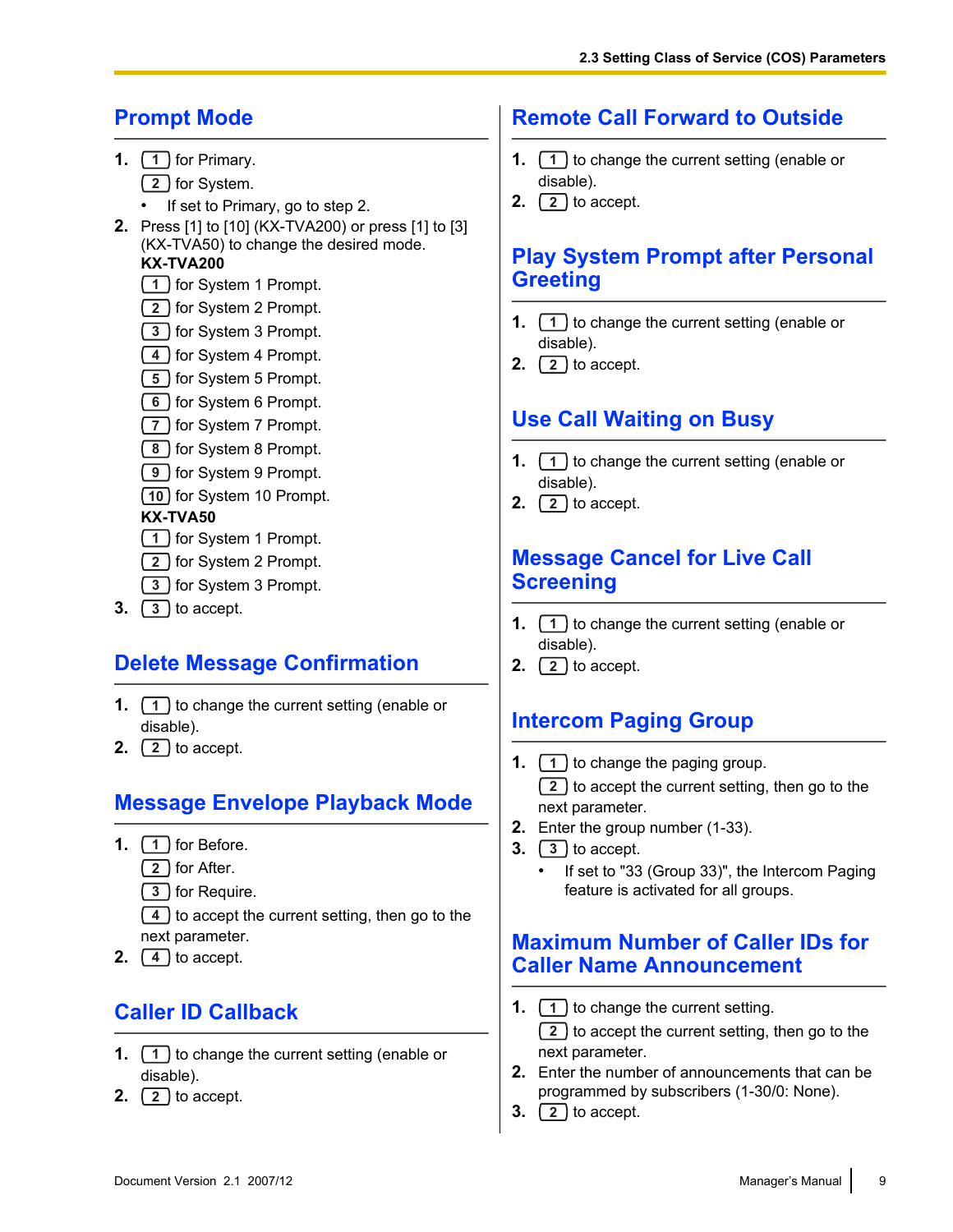## Prompt Mode

1. [1] for Primary.
   [2] for System.
   - If set to Primary, go to step 2.
2. Press [1] to [10] (KX-TVA200) or press [1] to [3] (KX-TVA50) to change the desired mode.
   **KX-TVA200**
   [1] for System 1 Prompt.
   [2] for System 2 Prompt.
   [3] for System 3 Prompt.
   [4] for System 4 Prompt.
   [5] for System 5 Prompt.
   [6] for System 6 Prompt.
   [7] for System 7 Prompt.
   [8] for System 8 Prompt.
   [9] for System 9 Prompt.
   [10] for System 10 Prompt.
   **KX-TVA50**
   [1] for System 1 Prompt.
   [2] for System 2 Prompt.
   [3] for System 3 Prompt.
3. [3] to accept.

## Delete Message Confirmation

1. [1] to change the current setting (enable or disable).
2. [2] to accept.

## Message Envelope Playback Mode

1. [1] for Before.
   [2] for After.
   [3] for Require.
   [4] to accept the current setting, then go to the next parameter.
2. [4] to accept.

## Caller ID Callback

1. [1] to change the current setting (enable or disable).
2. [2] to accept.

## Remote Call Forward to Outside

1. [1] to change the current setting (enable or disable).
2. [2] to accept.

## Play System Prompt after Personal Greeting

1. [1] to change the current setting (enable or disable).
2. [2] to accept.

## Use Call Waiting on Busy

1. [1] to change the current setting (enable or disable).
2. [2] to accept.

## Message Cancel for Live Call Screening

1. [1] to change the current setting (enable or disable).
2. [2] to accept.

## Intercom Paging Group

1. [1] to change the paging group.
   [2] to accept the current setting, then go to the next parameter.
2. Enter the group number (1-33).
3. [3] to accept.
   - If set to "33 (Group 33)", the Intercom Paging feature is activated for all groups.

## Maximum Number of Caller IDs for Caller Name Announcement

1. [1] to change the current setting.
   [2] to accept the current setting, then go to the next parameter.
2. Enter the number of announcements that can be programmed by subscribers (1-30/0: None).
3. [2] to accept.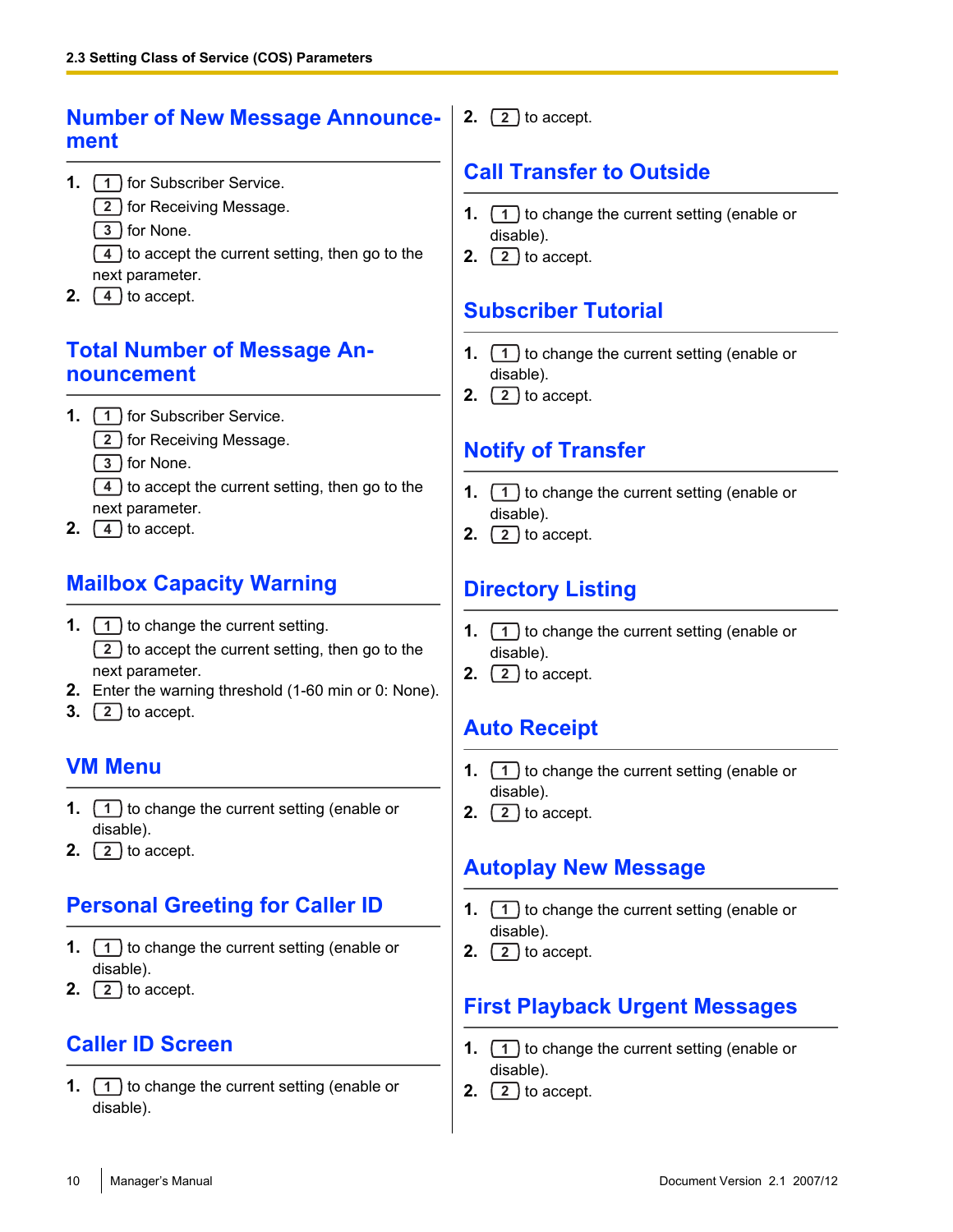## Number of New Message Announcement

1. [1] for Subscriber Service.
   [2] for Receiving Message.
   [3] for None.
   [4] to accept the current setting, then go to the next parameter.
2. [4] to accept.

## Total Number of Message Announcement

1. [1] for Subscriber Service.
   [2] for Receiving Message.
   [3] for None.
   [4] to accept the current setting, then go to the next parameter.
2. [4] to accept.

## Mailbox Capacity Warning

1. [1] to change the current setting.
   [2] to accept the current setting, then go to the next parameter.
2. Enter the warning threshold (1-60 min or 0: None).
3. [2] to accept.

## VM Menu

1. [1] to change the current setting (enable or disable).
2. [2] to accept.

## Personal Greeting for Caller ID

1. [1] to change the current setting (enable or disable).
2. [2] to accept.

## Caller ID Screen

1. [1] to change the current setting (enable or disable).
2. [2] to accept.

## Call Transfer to Outside

1. [1] to change the current setting (enable or disable).
2. [2] to accept.

## Subscriber Tutorial

1. [1] to change the current setting (enable or disable).
2. [2] to accept.

## Notify of Transfer

1. [1] to change the current setting (enable or disable).
2. [2] to accept.

## Directory Listing

1. [1] to change the current setting (enable or disable).
2. [2] to accept.

## Auto Receipt

1. [1] to change the current setting (enable or disable).
2. [2] to accept.

## Autoplay New Message

1. [1] to change the current setting (enable or disable).
2. [2] to accept.

## First Playback Urgent Messages

1. [1] to change the current setting (enable or disable).
2. [2] to accept.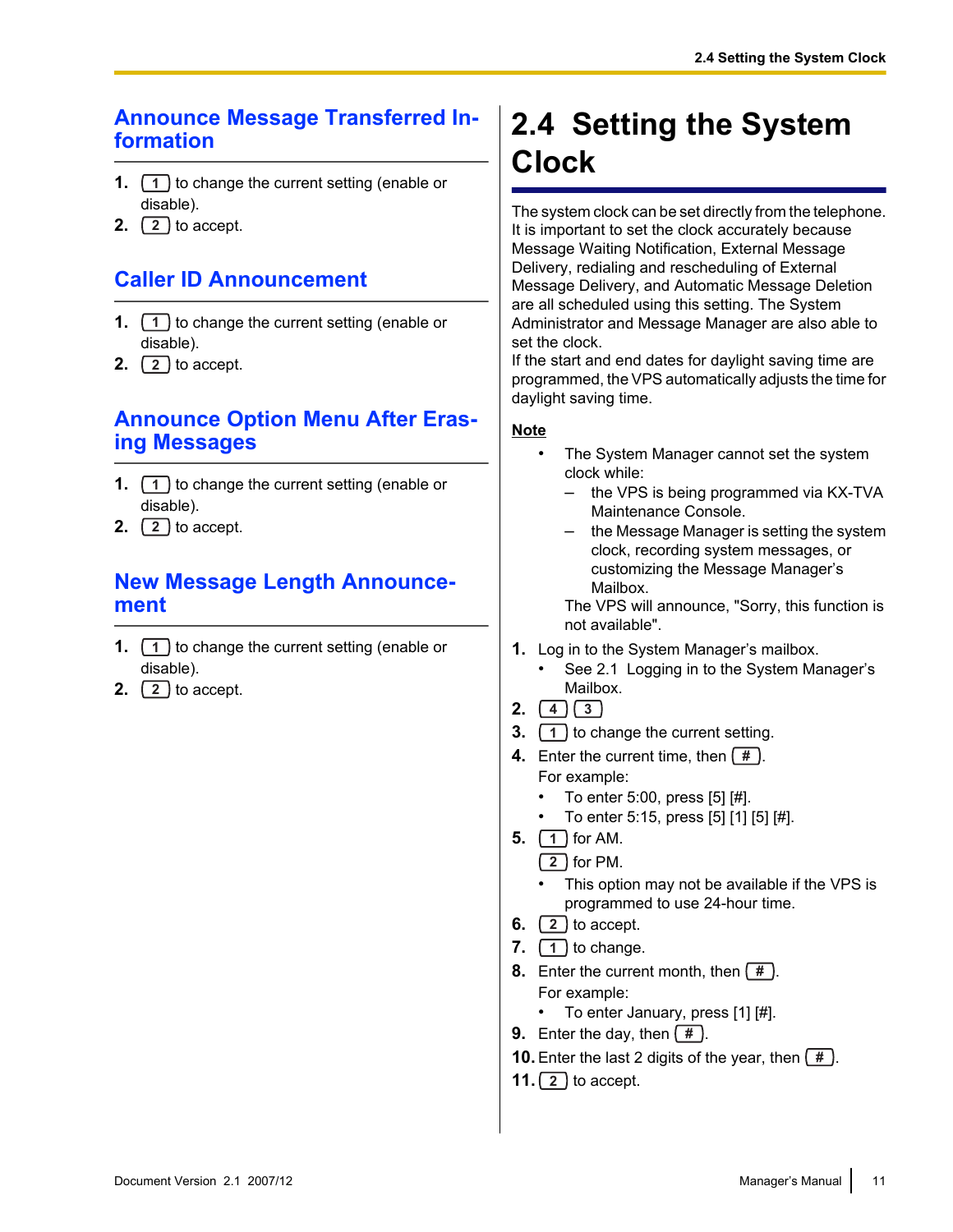### Announce Message Transferred Information

1. [1] to change the current setting (enable or disable).
2. [2] to accept.

### Caller ID Announcement

1. [1] to change the current setting (enable or disable).
2. [2] to accept.

### Announce Option Menu After Erasing Messages

1. [1] to change the current setting (enable or disable).
2. [2] to accept.

### New Message Length Announcement

1. [1] to change the current setting (enable or disable).
2. [2] to accept.

## 2.4 Setting the System Clock

The system clock can be set directly from the telephone. It is important to set the clock accurately because Message Waiting Notification, External Message Delivery, redialing and rescheduling of External Message Delivery, and Automatic Message Deletion are all scheduled using this setting. The System Administrator and Message Manager are also able to set the clock.
If the start and end dates for daylight saving time are programmed, the VPS automatically adjusts the time for daylight saving time.

**Note**

- The System Manager cannot set the system clock while:
  - the VPS is being programmed via KX-TVA Maintenance Console.
  - the Message Manager is setting the system clock, recording system messages, or customizing the Message Manager's Mailbox.

  The VPS will announce, "Sorry, this function is not available".

1. Log in to the System Manager's mailbox.
   - See 2.1 Logging in to the System Manager's Mailbox.
2. [4] [3]
3. [1] to change the current setting.
4. Enter the current time, then [#].
   For example:
   - To enter 5:00, press [5] [#].
   - To enter 5:15, press [5] [1] [5] [#].
5. [1] for AM.
   [2] for PM.
   - This option may not be available if the VPS is programmed to use 24-hour time.
6. [2] to accept.
7. [1] to change.
8. Enter the current month, then [#].
   For example:
   - To enter January, press [1] [#].
9. Enter the day, then [#].
10. Enter the last 2 digits of the year, then [#].
11. [2] to accept.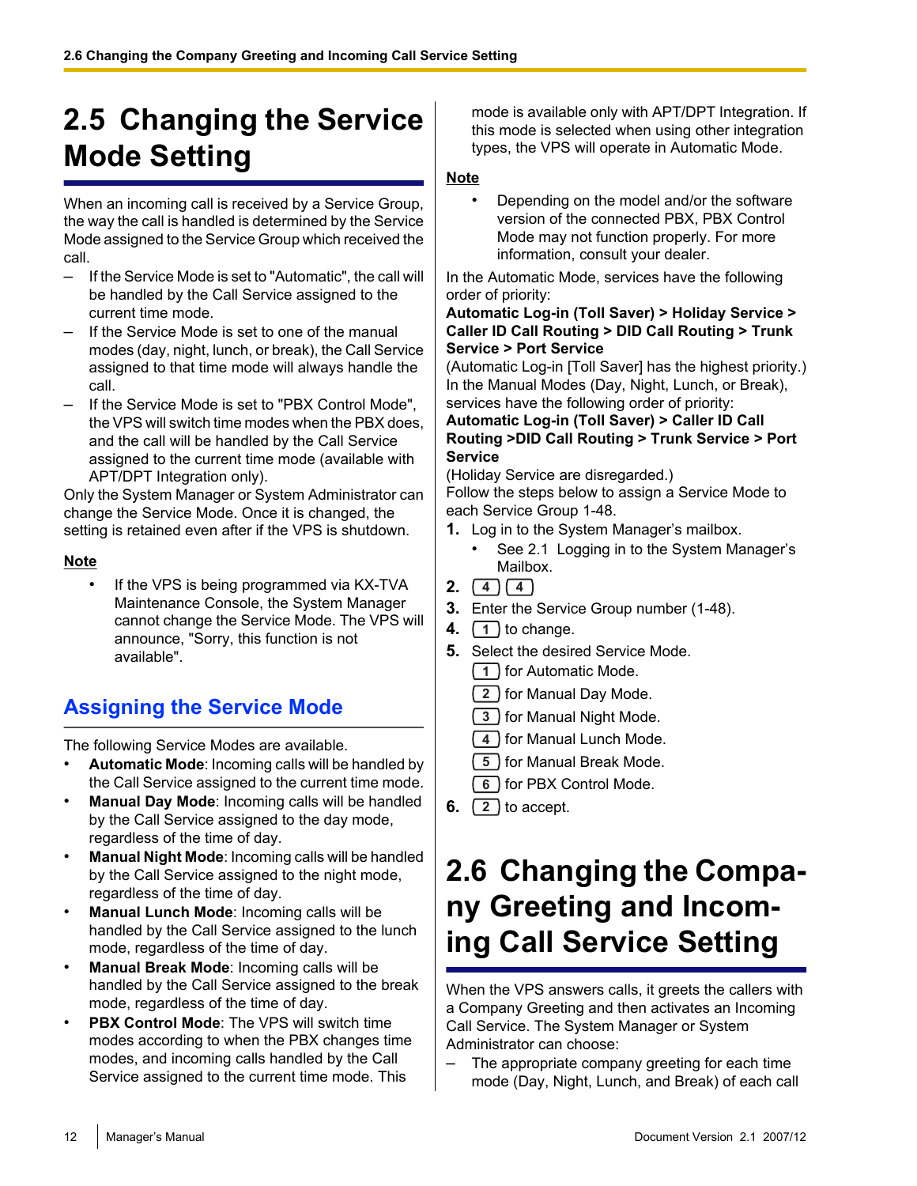# 2.5 Changing the Service Mode Setting

When an incoming call is received by a Service Group, the way the call is handled is determined by the Service Mode assigned to the Service Group which received the call.

- If the Service Mode is set to "Automatic", the call will be handled by the Call Service assigned to the current time mode.
- If the Service Mode is set to one of the manual modes (day, night, lunch, or break), the Call Service assigned to that time mode will always handle the call.
- If the Service Mode is set to "PBX Control Mode", the VPS will switch time modes when the PBX does, and the call will be handled by the Call Service assigned to the current time mode (available with APT/DPT Integration only).

Only the System Manager or System Administrator can change the Service Mode. Once it is changed, the setting is retained even after if the VPS is shutdown.

**Note**

- If the VPS is being programmed via KX-TVA Maintenance Console, the System Manager cannot change the Service Mode. The VPS will announce, "Sorry, this function is not available".

## Assigning the Service Mode

The following Service Modes are available.

- **Automatic Mode**: Incoming calls will be handled by the Call Service assigned to the current time mode.
- **Manual Day Mode**: Incoming calls will be handled by the Call Service assigned to the day mode, regardless of the time of day.
- **Manual Night Mode**: Incoming calls will be handled by the Call Service assigned to the night mode, regardless of the time of day.
- **Manual Lunch Mode**: Incoming calls will be handled by the Call Service assigned to the lunch mode, regardless of the time of day.
- **Manual Break Mode**: Incoming calls will be handled by the Call Service assigned to the break mode, regardless of the time of day.
- **PBX Control Mode**: The VPS will switch time modes according to when the PBX changes time modes, and incoming calls handled by the Call Service assigned to the current time mode. This mode is available only with APT/DPT Integration. If this mode is selected when using other integration types, the VPS will operate in Automatic Mode.

**Note**

- Depending on the model and/or the software version of the connected PBX, PBX Control Mode may not function properly. For more information, consult your dealer.

In the Automatic Mode, services have the following order of priority:

**Automatic Log-in (Toll Saver) > Holiday Service > Caller ID Call Routing > DID Call Routing > Trunk Service > Port Service**

(Automatic Log-in [Toll Saver] has the highest priority.)

In the Manual Modes (Day, Night, Lunch, or Break), services have the following order of priority:

**Automatic Log-in (Toll Saver) > Caller ID Call Routing >DID Call Routing > Trunk Service > Port Service**

(Holiday Service are disregarded.)

Follow the steps below to assign a Service Mode to each Service Group 1-48.

1. Log in to the System Manager's mailbox.
   - See 2.1 Logging in to the System Manager's Mailbox.
2. [4] [4]
3. Enter the Service Group number (1-48).
4. [1] to change.
5. Select the desired Service Mode.
   [1] for Automatic Mode.
   [2] for Manual Day Mode.
   [3] for Manual Night Mode.
   [4] for Manual Lunch Mode.
   [5] for Manual Break Mode.
   [6] for PBX Control Mode.
6. [2] to accept.

# 2.6 Changing the Company Greeting and Incoming Call Service Setting

When the VPS answers calls, it greets the callers with a Company Greeting and then activates an Incoming Call Service. The System Manager or System Administrator can choose:

- The appropriate company greeting for each time mode (Day, Night, Lunch, and Break) of each call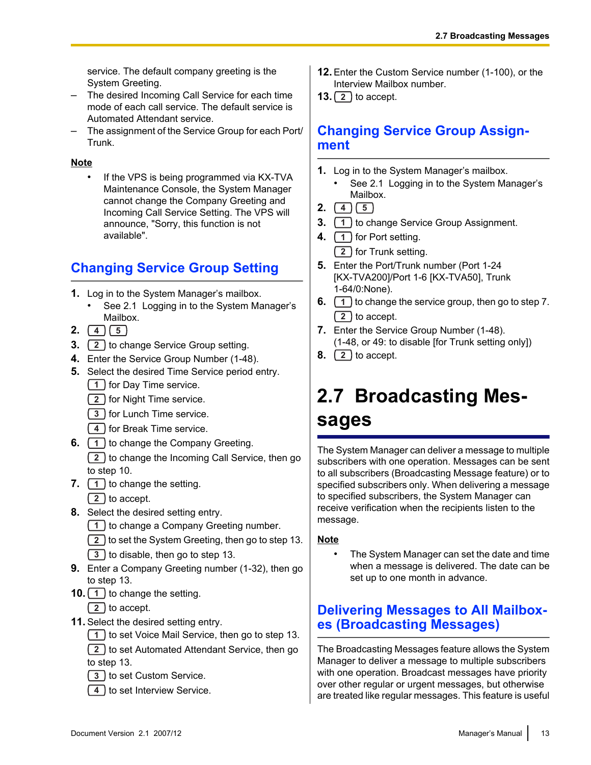service. The default company greeting is the System Greeting.

– The desired Incoming Call Service for each time mode of each call service. The default service is Automated Attendant service.
– The assignment of the Service Group for each Port/Trunk.

**Note**

- If the VPS is being programmed via KX-TVA Maintenance Console, the System Manager cannot change the Company Greeting and Incoming Call Service Setting. The VPS will announce, "Sorry, this function is not available".

## Changing Service Group Setting

1. Log in to the System Manager's mailbox.
   - See 2.1 Logging in to the System Manager's Mailbox.
2. [4] [5]
3. [2] to change Service Group setting.
4. Enter the Service Group Number (1-48).
5. Select the desired Time Service period entry.
   [1] for Day Time service.
   [2] for Night Time service.
   [3] for Lunch Time service.
   [4] for Break Time service.
6. [1] to change the Company Greeting.
   [2] to change the Incoming Call Service, then go to step 10.
7. [1] to change the setting.
   [2] to accept.
8. Select the desired setting entry.
   [1] to change a Company Greeting number.
   [2] to set the System Greeting, then go to step 13.
   [3] to disable, then go to step 13.
9. Enter a Company Greeting number (1-32), then go to step 13.
10. [1] to change the setting.
    [2] to accept.
11. Select the desired setting entry.
    [1] to set Voice Mail Service, then go to step 13.
    [2] to set Automated Attendant Service, then go to step 13.
    [3] to set Custom Service.
    [4] to set Interview Service.
12. Enter the Custom Service number (1-100), or the Interview Mailbox number.
13. [2] to accept.

## Changing Service Group Assignment

1. Log in to the System Manager's mailbox.
   - See 2.1 Logging in to the System Manager's Mailbox.
2. [4] [5]
3. [1] to change Service Group Assignment.
4. [1] for Port setting.
   [2] for Trunk setting.
5. Enter the Port/Trunk number (Port 1-24 [KX-TVA200]/Port 1-6 [KX-TVA50], Trunk 1-64/0:None).
6. [1] to change the service group, then go to step 7.
   [2] to accept.
7. Enter the Service Group Number (1-48).
   (1-48, or 49: to disable [for Trunk setting only])
8. [2] to accept.

# 2.7 Broadcasting Messages

The System Manager can deliver a message to multiple subscribers with one operation. Messages can be sent to all subscribers (Broadcasting Message feature) or to specified subscribers only. When delivering a message to specified subscribers, the System Manager can receive verification when the recipients listen to the message.

**Note**

- The System Manager can set the date and time when a message is delivered. The date can be set up to one month in advance.

## Delivering Messages to All Mailboxes (Broadcasting Messages)

The Broadcasting Messages feature allows the System Manager to deliver a message to multiple subscribers with one operation. Broadcast messages have priority over other regular or urgent messages, but otherwise are treated like regular messages. This feature is useful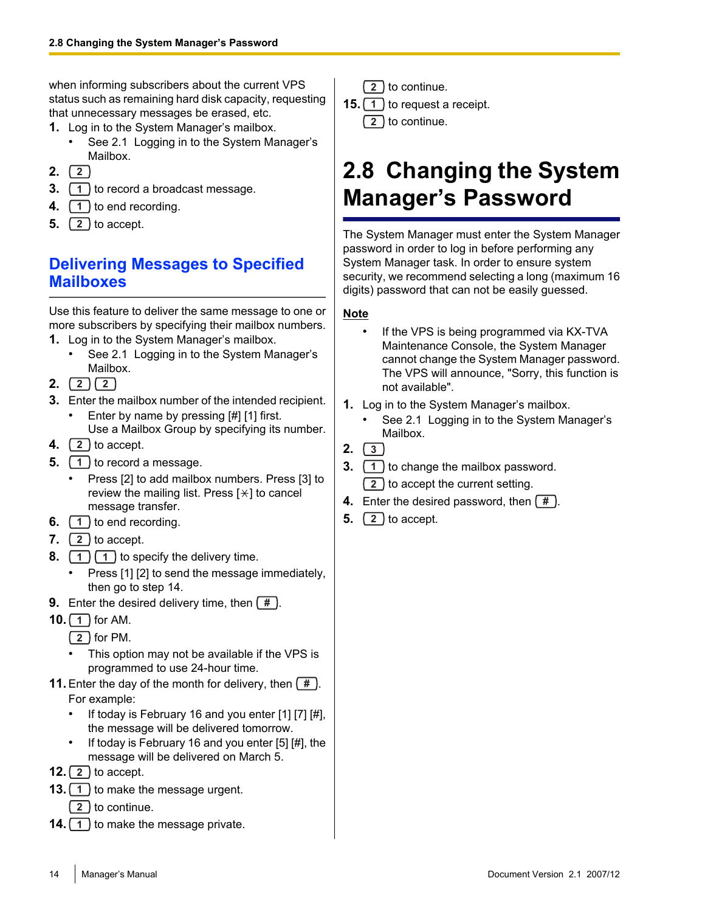when informing subscribers about the current VPS status such as remaining hard disk capacity, requesting that unnecessary messages be erased, etc.

1. Log in to the System Manager's mailbox.
   - See 2.1 Logging in to the System Manager's Mailbox.
2. [2]
3. [1] to record a broadcast message.
4. [1] to end recording.
5. [2] to accept.

## Delivering Messages to Specified Mailboxes

Use this feature to deliver the same message to one or more subscribers by specifying their mailbox numbers.

1. Log in to the System Manager's mailbox.
   - See 2.1 Logging in to the System Manager's Mailbox.
2. [2] [2]
3. Enter the mailbox number of the intended recipient.
   - Enter by name by pressing [#] [1] first. Use a Mailbox Group by specifying its number.
4. [2] to accept.
5. [1] to record a message.
   - Press [2] to add mailbox numbers. Press [3] to review the mailing list. Press [⋇] to cancel message transfer.
6. [1] to end recording.
7. [2] to accept.
8. [1] [1] to specify the delivery time.
   - Press [1] [2] to send the message immediately, then go to step 14.
9. Enter the desired delivery time, then [#].
10. [1] for AM.
    [2] for PM.
    - This option may not be available if the VPS is programmed to use 24-hour time.
11. Enter the day of the month for delivery, then [#]. For example:
    - If today is February 16 and you enter [1] [7] [#], the message will be delivered tomorrow.
    - If today is February 16 and you enter [5] [#], the message will be delivered on March 5.
12. [2] to accept.
13. [1] to make the message urgent.
    [2] to continue.
14. [1] to make the message private.
    [2] to continue.
15. [1] to request a receipt.
    [2] to continue.

# 2.8 Changing the System Manager's Password

The System Manager must enter the System Manager password in order to log in before performing any System Manager task. In order to ensure system security, we recommend selecting a long (maximum 16 digits) password that can not be easily guessed.

**Note**

- If the VPS is being programmed via KX-TVA Maintenance Console, the System Manager cannot change the System Manager password. The VPS will announce, "Sorry, this function is not available".

1. Log in to the System Manager's mailbox.
   - See 2.1 Logging in to the System Manager's Mailbox.
2. [3]
3. [1] to change the mailbox password.
   [2] to accept the current setting.
4. Enter the desired password, then [#].
5. [2] to accept.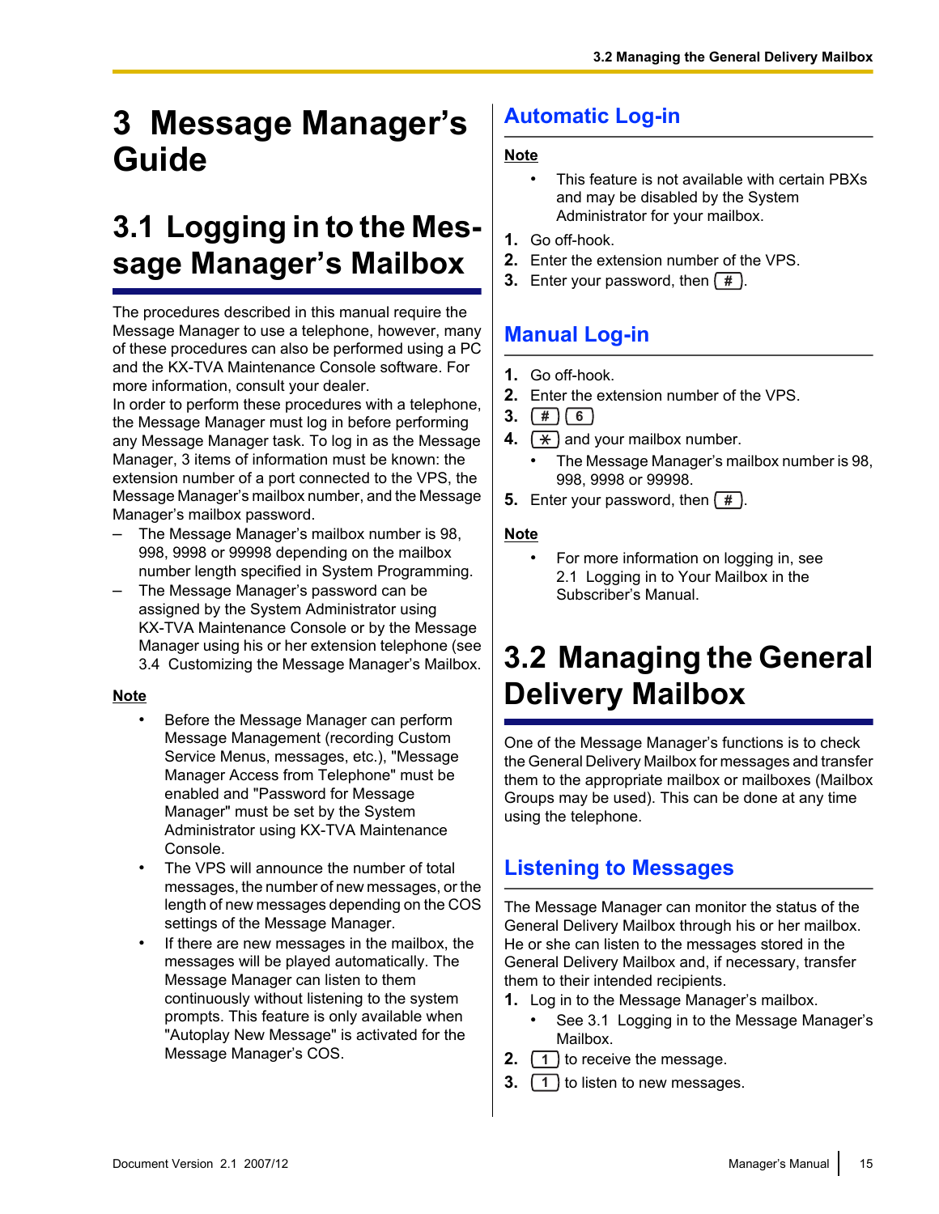# 3 Message Manager's Guide

## 3.1 Logging in to the Message Manager's Mailbox

The procedures described in this manual require the Message Manager to use a telephone, however, many of these procedures can also be performed using a PC and the KX-TVA Maintenance Console software. For more information, consult your dealer.
In order to perform these procedures with a telephone, the Message Manager must log in before performing any Message Manager task. To log in as the Message Manager, 3 items of information must be known: the extension number of a port connected to the VPS, the Message Manager's mailbox number, and the Message Manager's mailbox password.

– The Message Manager's mailbox number is 98, 998, 9998 or 99998 depending on the mailbox number length specified in System Programming.
– The Message Manager's password can be assigned by the System Administrator using KX-TVA Maintenance Console or by the Message Manager using his or her extension telephone (see 3.4 Customizing the Message Manager's Mailbox.

**Note**

- Before the Message Manager can perform Message Management (recording Custom Service Menus, messages, etc.), "Message Manager Access from Telephone" must be enabled and "Password for Message Manager" must be set by the System Administrator using KX-TVA Maintenance Console.
- The VPS will announce the number of total messages, the number of new messages, or the length of new messages depending on the COS settings of the Message Manager.
- If there are new messages in the mailbox, the messages will be played automatically. The Message Manager can listen to them continuously without listening to the system prompts. This feature is only available when "Autoplay New Message" is activated for the Message Manager's COS.

### Automatic Log-in

**Note**

- This feature is not available with certain PBXs and may be disabled by the System Administrator for your mailbox.

1. Go off-hook.
2. Enter the extension number of the VPS.
3. Enter your password, then [#].

### Manual Log-in

1. Go off-hook.
2. Enter the extension number of the VPS.
3. [#] [6]
4. [*] and your mailbox number.
   - The Message Manager's mailbox number is 98, 998, 9998 or 99998.
5. Enter your password, then [#].

**Note**

- For more information on logging in, see 2.1 Logging in to Your Mailbox in the Subscriber's Manual.

## 3.2 Managing the General Delivery Mailbox

One of the Message Manager's functions is to check the General Delivery Mailbox for messages and transfer them to the appropriate mailbox or mailboxes (Mailbox Groups may be used). This can be done at any time using the telephone.

### Listening to Messages

The Message Manager can monitor the status of the General Delivery Mailbox through his or her mailbox. He or she can listen to the messages stored in the General Delivery Mailbox and, if necessary, transfer them to their intended recipients.

1. Log in to the Message Manager's mailbox.
   - See 3.1 Logging in to the Message Manager's Mailbox.
2. [1] to receive the message.
3. [1] to listen to new messages.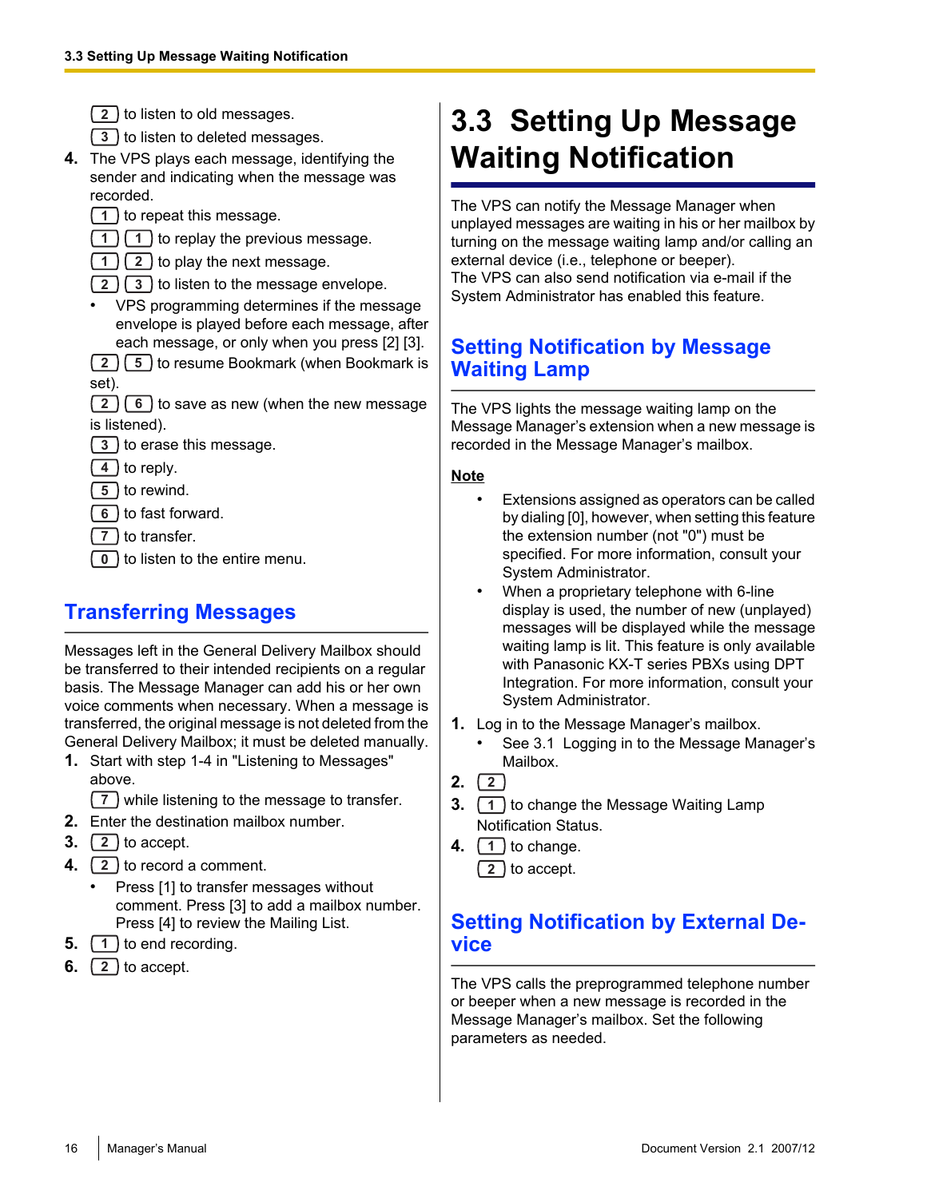[2] to listen to old messages.
[3] to listen to deleted messages.

4. The VPS plays each message, identifying the sender and indicating when the message was recorded.
   [1] to repeat this message.
   [1] [1] to replay the previous message.
   [1] [2] to play the next message.
   [2] [3] to listen to the message envelope.
   - VPS programming determines if the message envelope is played before each message, after each message, or only when you press [2] [3].

   [2] [5] to resume Bookmark (when Bookmark is set).
   [2] [6] to save as new (when the new message is listened).
   [3] to erase this message.
   [4] to reply.
   [5] to rewind.
   [6] to fast forward.
   [7] to transfer.
   [0] to listen to the entire menu.

## Transferring Messages

Messages left in the General Delivery Mailbox should be transferred to their intended recipients on a regular basis. The Message Manager can add his or her own voice comments when necessary. When a message is transferred, the original message is not deleted from the General Delivery Mailbox; it must be deleted manually.

1. Start with step 1-4 in "Listening to Messages" above.
   [7] while listening to the message to transfer.
2. Enter the destination mailbox number.
3. [2] to accept.
4. [2] to record a comment.
   - Press [1] to transfer messages without comment. Press [3] to add a mailbox number. Press [4] to review the Mailing List.
5. [1] to end recording.
6. [2] to accept.

# 3.3 Setting Up Message Waiting Notification

The VPS can notify the Message Manager when unplayed messages are waiting in his or her mailbox by turning on the message waiting lamp and/or calling an external device (i.e., telephone or beeper).
The VPS can also send notification via e-mail if the System Administrator has enabled this feature.

## Setting Notification by Message Waiting Lamp

The VPS lights the message waiting lamp on the Message Manager's extension when a new message is recorded in the Message Manager's mailbox.

**Note**

- Extensions assigned as operators can be called by dialing [0], however, when setting this feature the extension number (not "0") must be specified. For more information, consult your System Administrator.
- When a proprietary telephone with 6-line display is used, the number of new (unplayed) messages will be displayed while the message waiting lamp is lit. This feature is only available with Panasonic KX-T series PBXs using DPT Integration. For more information, consult your System Administrator.

1. Log in to the Message Manager's mailbox.
   - See 3.1 Logging in to the Message Manager's Mailbox.
2. [2]
3. [1] to change the Message Waiting Lamp Notification Status.
4. [1] to change.
   [2] to accept.

## Setting Notification by External Device

The VPS calls the preprogrammed telephone number or beeper when a new message is recorded in the Message Manager's mailbox. Set the following parameters as needed.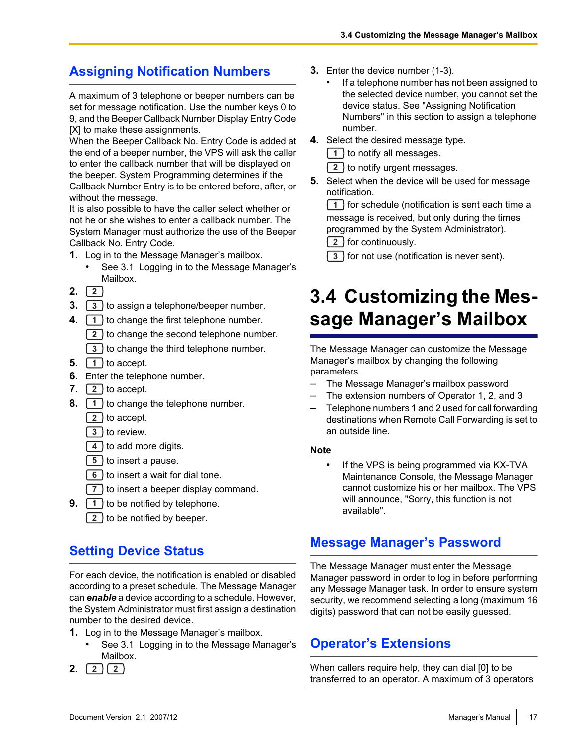## Assigning Notification Numbers

A maximum of 3 telephone or beeper numbers can be set for message notification. Use the number keys 0 to 9, and the Beeper Callback Number Display Entry Code [X] to make these assignments.
When the Beeper Callback No. Entry Code is added at the end of a beeper number, the VPS will ask the caller to enter the callback number that will be displayed on the beeper. System Programming determines if the Callback Number Entry is to be entered before, after, or without the message.
It is also possible to have the caller select whether or not he or she wishes to enter a callback number. The System Manager must authorize the use of the Beeper Callback No. Entry Code.

1. Log in to the Message Manager's mailbox.
   - See 3.1 Logging in to the Message Manager's Mailbox.
2. [2]
3. [3] to assign a telephone/beeper number.
4. [1] to change the first telephone number.
   [2] to change the second telephone number.
   [3] to change the third telephone number.
5. [1] to accept.
6. Enter the telephone number.
7. [2] to accept.
8. [1] to change the telephone number.
   [2] to accept.
   [3] to review.
   [4] to add more digits.
   [5] to insert a pause.
   [6] to insert a wait for dial tone.
   [7] to insert a beeper display command.
9. [1] to be notified by telephone.
   [2] to be notified by beeper.

## Setting Device Status

For each device, the notification is enabled or disabled according to a preset schedule. The Message Manager can ***enable*** a device according to a schedule. However, the System Administrator must first assign a destination number to the desired device.

1. Log in to the Message Manager's mailbox.
   - See 3.1 Logging in to the Message Manager's Mailbox.
2. [2] [2]
3. Enter the device number (1-3).
   - If a telephone number has not been assigned to the selected device number, you cannot set the device status. See "Assigning Notification Numbers" in this section to assign a telephone number.
4. Select the desired message type.
   [1] to notify all messages.
   [2] to notify urgent messages.
5. Select when the device will be used for message notification.
   [1] for schedule (notification is sent each time a message is received, but only during the times programmed by the System Administrator).
   [2] for continuously.
   [3] for not use (notification is never sent).

# 3.4 Customizing the Message Manager's Mailbox

The Message Manager can customize the Message Manager's mailbox by changing the following parameters.

– The Message Manager's mailbox password
– The extension numbers of Operator 1, 2, and 3
– Telephone numbers 1 and 2 used for call forwarding destinations when Remote Call Forwarding is set to an outside line.

**Note**

- If the VPS is being programmed via KX-TVA Maintenance Console, the Message Manager cannot customize his or her mailbox. The VPS will announce, "Sorry, this function is not available".

## Message Manager's Password

The Message Manager must enter the Message Manager password in order to log in before performing any Message Manager task. In order to ensure system security, we recommend selecting a long (maximum 16 digits) password that can not be easily guessed.

## Operator's Extensions

When callers require help, they can dial [0] to be transferred to an operator. A maximum of 3 operators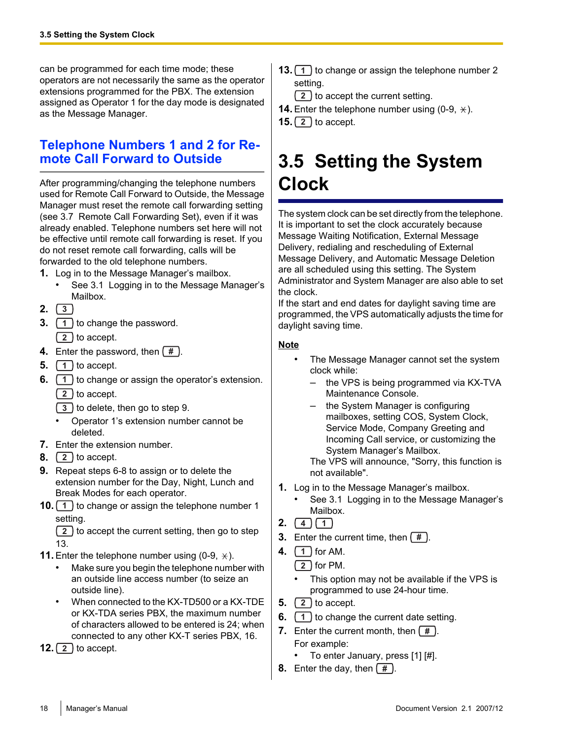can be programmed for each time mode; these operators are not necessarily the same as the operator extensions programmed for the PBX. The extension assigned as Operator 1 for the day mode is designated as the Message Manager.

### Telephone Numbers 1 and 2 for Remote Call Forward to Outside

After programming/changing the telephone numbers used for Remote Call Forward to Outside, the Message Manager must reset the remote call forwarding setting (see 3.7 Remote Call Forwarding Set), even if it was already enabled. Telephone numbers set here will not be effective until remote call forwarding is reset. If you do not reset remote call forwarding, calls will be forwarded to the old telephone numbers.

1. Log in to the Message Manager's mailbox.
   - See 3.1 Logging in to the Message Manager's Mailbox.
2. [3]
3. [1] to change the password.
   [2] to accept.
4. Enter the password, then [#].
5. [1] to accept.
6. [1] to change or assign the operator's extension.
   [2] to accept.
   [3] to delete, then go to step 9.
   - Operator 1's extension number cannot be deleted.
7. Enter the extension number.
8. [2] to accept.
9. Repeat steps 6-8 to assign or to delete the extension number for the Day, Night, Lunch and Break Modes for each operator.
10. [1] to change or assign the telephone number 1 setting.
    [2] to accept the current setting, then go to step 13.
11. Enter the telephone number using (0-9, ✻).
    - Make sure you begin the telephone number with an outside line access number (to seize an outside line).
    - When connected to the KX-TD500 or a KX-TDE or KX-TDA series PBX, the maximum number of characters allowed to be entered is 24; when connected to any other KX-T series PBX, 16.
12. [2] to accept.
13. [1] to change or assign the telephone number 2 setting.
    [2] to accept the current setting.
14. Enter the telephone number using (0-9, ✻).
15. [2] to accept.

## 3.5 Setting the System Clock

The system clock can be set directly from the telephone. It is important to set the clock accurately because Message Waiting Notification, External Message Delivery, redialing and rescheduling of External Message Delivery, and Automatic Message Deletion are all scheduled using this setting. The System Administrator and System Manager are also able to set the clock.
If the start and end dates for daylight saving time are programmed, the VPS automatically adjusts the time for daylight saving time.

**Note**

- The Message Manager cannot set the system clock while:
  - the VPS is being programmed via KX-TVA Maintenance Console.
  - the System Manager is configuring mailboxes, setting COS, System Clock, Service Mode, Company Greeting and Incoming Call service, or customizing the System Manager's Mailbox.

  The VPS will announce, "Sorry, this function is not available".

1. Log in to the Message Manager's mailbox.
   - See 3.1 Logging in to the Message Manager's Mailbox.
2. [4] [1]
3. Enter the current time, then [#].
4. [1] for AM.
   [2] for PM.
   - This option may not be available if the VPS is programmed to use 24-hour time.
5. [2] to accept.
6. [1] to change the current date setting.
7. Enter the current month, then [#].
   For example:
   - To enter January, press [1] [#].
8. Enter the day, then [#].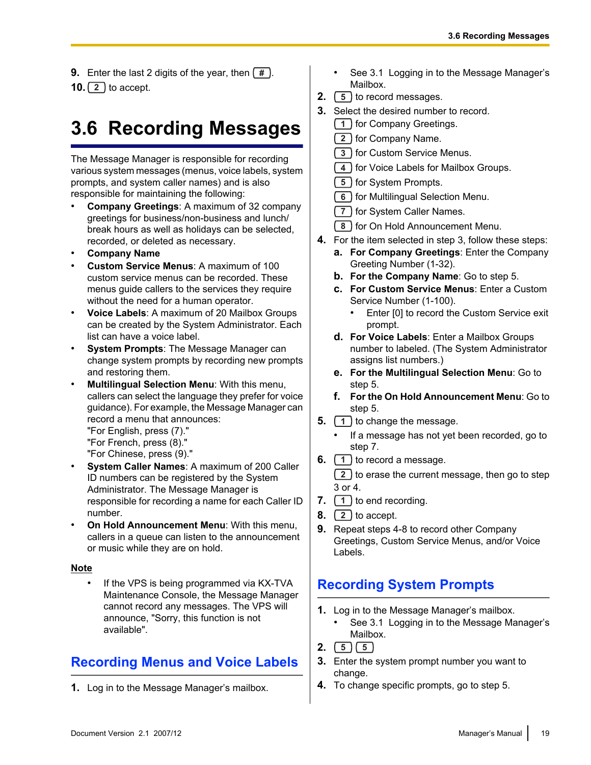9. Enter the last 2 digits of the year, then [#].
10. [2] to accept.

## 3.6 Recording Messages

The Message Manager is responsible for recording various system messages (menus, voice labels, system prompts, and system caller names) and is also responsible for maintaining the following:

- **Company Greetings**: A maximum of 32 company greetings for business/non-business and lunch/break hours as well as holidays can be selected, recorded, or deleted as necessary.
- **Company Name**
- **Custom Service Menus**: A maximum of 100 custom service menus can be recorded. These menus guide callers to the services they require without the need for a human operator.
- **Voice Labels**: A maximum of 20 Mailbox Groups can be created by the System Administrator. Each list can have a voice label.
- **System Prompts**: The Message Manager can change system prompts by recording new prompts and restoring them.
- **Multilingual Selection Menu**: With this menu, callers can select the language they prefer for voice guidance). For example, the Message Manager can record a menu that announces:
  "For English, press (7)."
  "For French, press (8)."
  "For Chinese, press (9)."
- **System Caller Names**: A maximum of 200 Caller ID numbers can be registered by the System Administrator. The Message Manager is responsible for recording a name for each Caller ID number.
- **On Hold Announcement Menu**: With this menu, callers in a queue can listen to the announcement or music while they are on hold.

**Note**

- If the VPS is being programmed via KX-TVA Maintenance Console, the Message Manager cannot record any messages. The VPS will announce, "Sorry, this function is not available".

### Recording Menus and Voice Labels

1. Log in to the Message Manager's mailbox.
   - See 3.1 Logging in to the Message Manager's Mailbox.
2. [5] to record messages.
3. Select the desired number to record.
   [1] for Company Greetings.
   [2] for Company Name.
   [3] for Custom Service Menus.
   [4] for Voice Labels for Mailbox Groups.
   [5] for System Prompts.
   [6] for Multilingual Selection Menu.
   [7] for System Caller Names.
   [8] for On Hold Announcement Menu.
4. For the item selected in step 3, follow these steps:
   a. **For Company Greetings**: Enter the Company Greeting Number (1-32).
   b. **For the Company Name**: Go to step 5.
   c. **For Custom Service Menus**: Enter a Custom Service Number (1-100).
      - Enter [0] to record the Custom Service exit prompt.
   d. **For Voice Labels**: Enter a Mailbox Groups number to labeled. (The System Administrator assigns list numbers.)
   e. **For the Multilingual Selection Menu**: Go to step 5.
   f. **For the On Hold Announcement Menu**: Go to step 5.
5. [1] to change the message.
   - If a message has not yet been recorded, go to step 7.
6. [1] to record a message.
   [2] to erase the current message, then go to step 3 or 4.
7. [1] to end recording.
8. [2] to accept.
9. Repeat steps 4-8 to record other Company Greetings, Custom Service Menus, and/or Voice Labels.

### Recording System Prompts

1. Log in to the Message Manager's mailbox.
   - See 3.1 Logging in to the Message Manager's Mailbox.
2. [5] [5]
3. Enter the system prompt number you want to change.
4. To change specific prompts, go to step 5.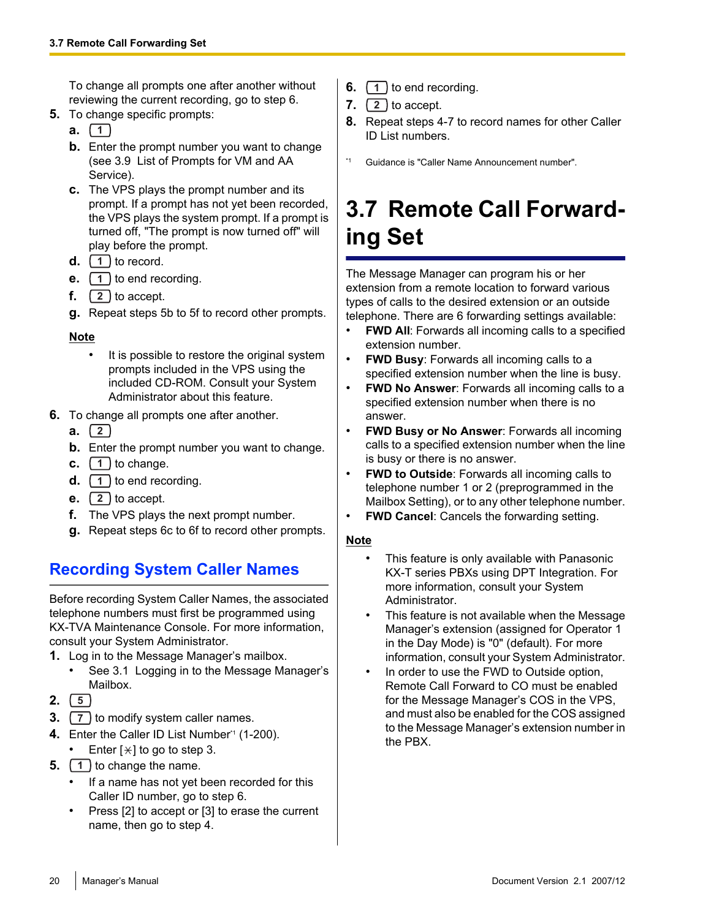To change all prompts one after another without reviewing the current recording, go to step 6.

5. To change specific prompts:
   a. [1]
   b. Enter the prompt number you want to change (see 3.9 List of Prompts for VM and AA Service).
   c. The VPS plays the prompt number and its prompt. If a prompt has not yet been recorded, the VPS plays the system prompt. If a prompt is turned off, "The prompt is now turned off" will play before the prompt.
   d. [1] to record.
   e. [1] to end recording.
   f. [2] to accept.
   g. Repeat steps 5b to 5f to record other prompts.

   **Note**

   - It is possible to restore the original system prompts included in the VPS using the included CD-ROM. Consult your System Administrator about this feature.

6. To change all prompts one after another.
   a. [2]
   b. Enter the prompt number you want to change.
   c. [1] to change.
   d. [1] to end recording.
   e. [2] to accept.
   f. The VPS plays the next prompt number.
   g. Repeat steps 6c to 6f to record other prompts.

## Recording System Caller Names

Before recording System Caller Names, the associated telephone numbers must first be programmed using KX-TVA Maintenance Console. For more information, consult your System Administrator.

1. Log in to the Message Manager's mailbox.
   - See 3.1 Logging in to the Message Manager's Mailbox.
2. [5]
3. [7] to modify system caller names.
4. Enter the Caller ID List Number[*1] (1-200).
   - Enter [⋇] to go to step 3.
5. [1] to change the name.
   - If a name has not yet been recorded for this Caller ID number, go to step 6.
   - Press [2] to accept or [3] to erase the current name, then go to step 4.
6. [1] to end recording.
7. [2] to accept.
8. Repeat steps 4-7 to record names for other Caller ID List numbers.

[*1] Guidance is "Caller Name Announcement number".

# 3.7 Remote Call Forwarding Set

The Message Manager can program his or her extension from a remote location to forward various types of calls to the desired extension or an outside telephone. There are 6 forwarding settings available:

- **FWD All**: Forwards all incoming calls to a specified extension number.
- **FWD Busy**: Forwards all incoming calls to a specified extension number when the line is busy.
- **FWD No Answer**: Forwards all incoming calls to a specified extension number when there is no answer.
- **FWD Busy or No Answer**: Forwards all incoming calls to a specified extension number when the line is busy or there is no answer.
- **FWD to Outside**: Forwards all incoming calls to telephone number 1 or 2 (preprogrammed in the Mailbox Setting), or to any other telephone number.
- **FWD Cancel**: Cancels the forwarding setting.

**Note**

- This feature is only available with Panasonic KX-T series PBXs using DPT Integration. For more information, consult your System Administrator.
- This feature is not available when the Message Manager's extension (assigned for Operator 1 in the Day Mode) is "0" (default). For more information, consult your System Administrator.
- In order to use the FWD to Outside option, Remote Call Forward to CO must be enabled for the Message Manager's COS in the VPS, and must also be enabled for the COS assigned to the Message Manager's extension number in the PBX.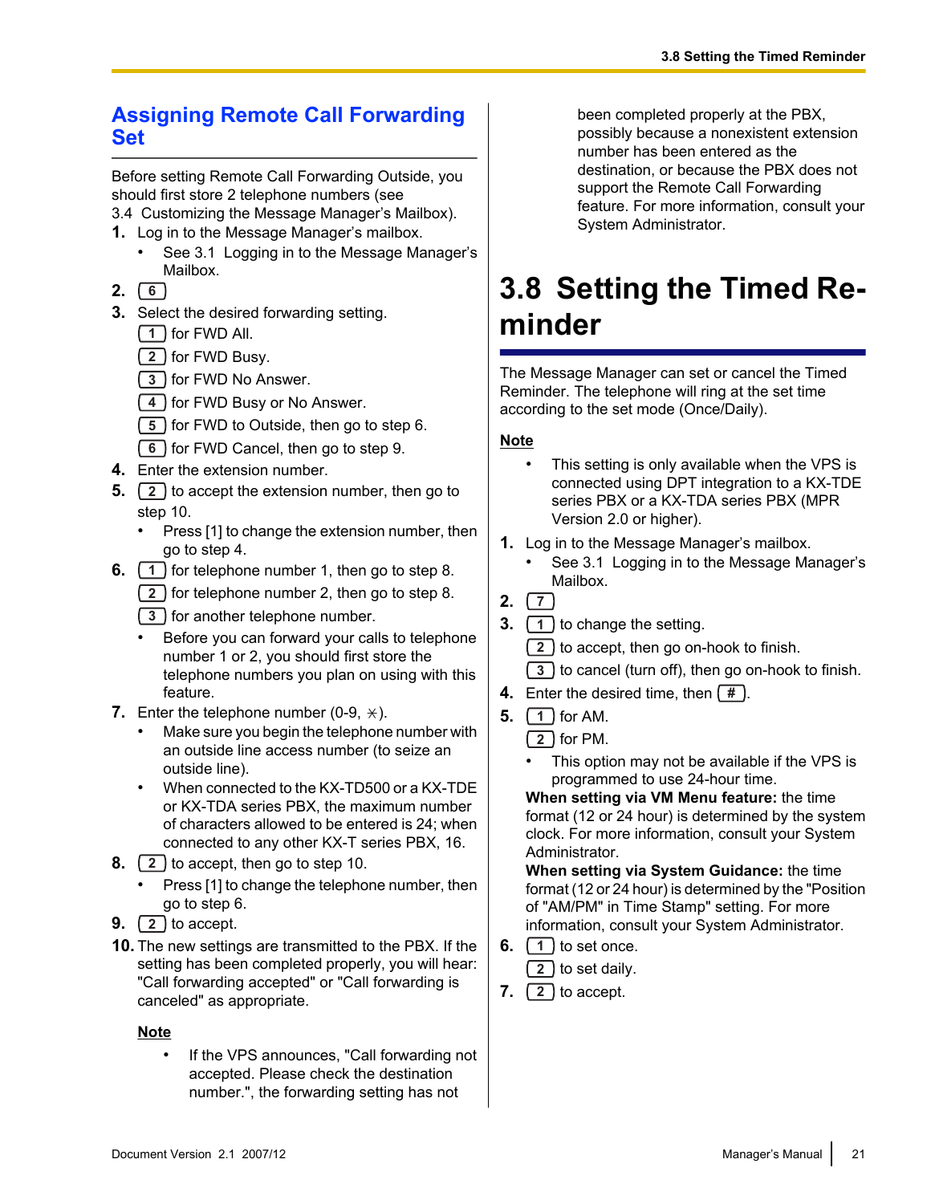## Assigning Remote Call Forwarding Set

Before setting Remote Call Forwarding Outside, you should first store 2 telephone numbers (see 3.4 Customizing the Message Manager's Mailbox).

1. Log in to the Message Manager's mailbox.
   - See 3.1 Logging in to the Message Manager's Mailbox.
2. [6]
3. Select the desired forwarding setting.
   [1] for FWD All.
   [2] for FWD Busy.
   [3] for FWD No Answer.
   [4] for FWD Busy or No Answer.
   [5] for FWD to Outside, then go to step 6.
   [6] for FWD Cancel, then go to step 9.
4. Enter the extension number.
5. [2] to accept the extension number, then go to step 10.
   - Press [1] to change the extension number, then go to step 4.
6. [1] for telephone number 1, then go to step 8.
   [2] for telephone number 2, then go to step 8.
   [3] for another telephone number.
   - Before you can forward your calls to telephone number 1 or 2, you should first store the telephone numbers you plan on using with this feature.
7. Enter the telephone number (0-9, ✱).
   - Make sure you begin the telephone number with an outside line access number (to seize an outside line).
   - When connected to the KX-TD500 or a KX-TDE or KX-TDA series PBX, the maximum number of characters allowed to be entered is 24; when connected to any other KX-T series PBX, 16.
8. [2] to accept, then go to step 10.
   - Press [1] to change the telephone number, then go to step 6.
9. [2] to accept.
10. The new settings are transmitted to the PBX. If the setting has been completed properly, you will hear: "Call forwarding accepted" or "Call forwarding is canceled" as appropriate.

   **Note**

   - If the VPS announces, "Call forwarding not accepted. Please check the destination number.", the forwarding setting has not been completed properly at the PBX, possibly because a nonexistent extension number has been entered as the destination, or because the PBX does not support the Remote Call Forwarding feature. For more information, consult your System Administrator.

# 3.8 Setting the Timed Reminder

The Message Manager can set or cancel the Timed Reminder. The telephone will ring at the set time according to the set mode (Once/Daily).

**Note**

- This setting is only available when the VPS is connected using DPT integration to a KX-TDE series PBX or a KX-TDA series PBX (MPR Version 2.0 or higher).

1. Log in to the Message Manager's mailbox.
   - See 3.1 Logging in to the Message Manager's Mailbox.
2. [7]
3. [1] to change the setting.
   [2] to accept, then go on-hook to finish.
   [3] to cancel (turn off), then go on-hook to finish.
4. Enter the desired time, then [#].
5. [1] for AM.
   [2] for PM.
   - This option may not be available if the VPS is programmed to use 24-hour time.

   **When setting via VM Menu feature:** the time format (12 or 24 hour) is determined by the system clock. For more information, consult your System Administrator.

   **When setting via System Guidance:** the time format (12 or 24 hour) is determined by the "Position of "AM/PM" in Time Stamp" setting. For more information, consult your System Administrator.
6. [1] to set once.
   [2] to set daily.
7. [2] to accept.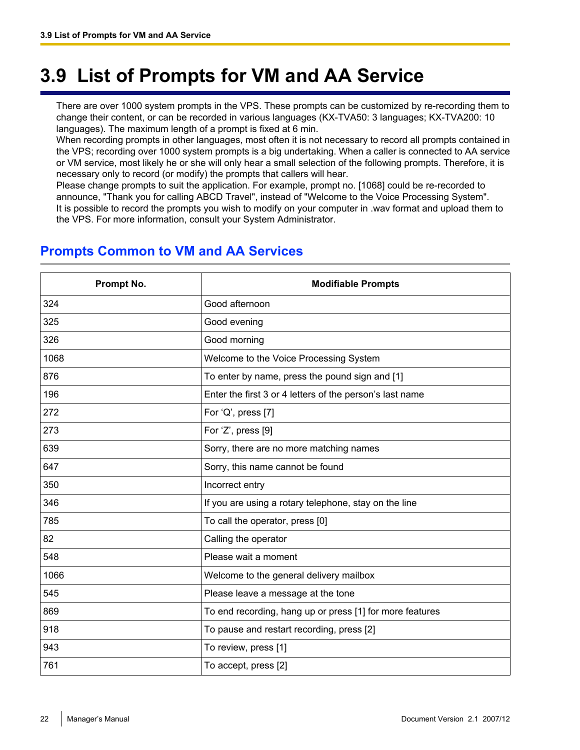# 3.9 List of Prompts for VM and AA Service

There are over 1000 system prompts in the VPS. These prompts can be customized by re-recording them to change their content, or can be recorded in various languages (KX-TVA50: 3 languages; KX-TVA200: 10 languages). The maximum length of a prompt is fixed at 6 min.

When recording prompts in other languages, most often it is not necessary to record all prompts contained in the VPS; recording over 1000 system prompts is a big undertaking. When a caller is connected to AA service or VM service, most likely he or she will only hear a small selection of the following prompts. Therefore, it is necessary only to record (or modify) the prompts that callers will hear.

Please change prompts to suit the application. For example, prompt no. [1068] could be re-recorded to announce, "Thank you for calling ABCD Travel", instead of "Welcome to the Voice Processing System".

It is possible to record the prompts you wish to modify on your computer in .wav format and upload them to the VPS. For more information, consult your System Administrator.

## Prompts Common to VM and AA Services

| Prompt No. | Modifiable Prompts |
|---|---|
| 324 | Good afternoon |
| 325 | Good evening |
| 326 | Good morning |
| 1068 | Welcome to the Voice Processing System |
| 876 | To enter by name, press the pound sign and [1] |
| 196 | Enter the first 3 or 4 letters of the person's last name |
| 272 | For 'Q', press [7] |
| 273 | For 'Z', press [9] |
| 639 | Sorry, there are no more matching names |
| 647 | Sorry, this name cannot be found |
| 350 | Incorrect entry |
| 346 | If you are using a rotary telephone, stay on the line |
| 785 | To call the operator, press [0] |
| 82 | Calling the operator |
| 548 | Please wait a moment |
| 1066 | Welcome to the general delivery mailbox |
| 545 | Please leave a message at the tone |
| 869 | To end recording, hang up or press [1] for more features |
| 918 | To pause and restart recording, press [2] |
| 943 | To review, press [1] |
| 761 | To accept, press [2] |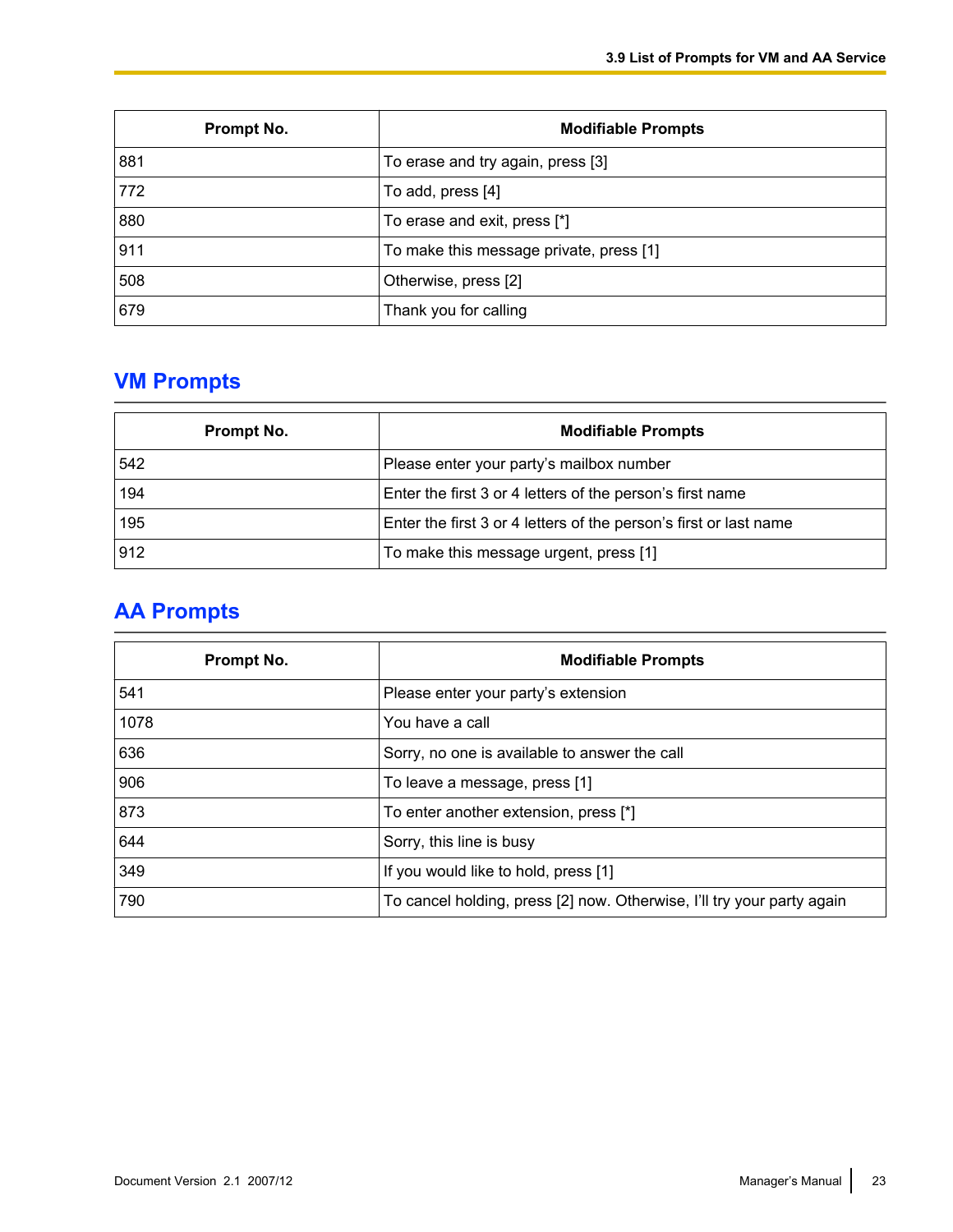| Prompt No. | Modifiable Prompts |
| --- | --- |
| 881 | To erase and try again, press [3] |
| 772 | To add, press [4] |
| 880 | To erase and exit, press [*] |
| 911 | To make this message private, press [1] |
| 508 | Otherwise, press [2] |
| 679 | Thank you for calling |

## VM Prompts

| Prompt No. | Modifiable Prompts |
| --- | --- |
| 542 | Please enter your party's mailbox number |
| 194 | Enter the first 3 or 4 letters of the person's first name |
| 195 | Enter the first 3 or 4 letters of the person's first or last name |
| 912 | To make this message urgent, press [1] |

## AA Prompts

| Prompt No. | Modifiable Prompts |
| --- | --- |
| 541 | Please enter your party's extension |
| 1078 | You have a call |
| 636 | Sorry, no one is available to answer the call |
| 906 | To leave a message, press [1] |
| 873 | To enter another extension, press [*] |
| 644 | Sorry, this line is busy |
| 349 | If you would like to hold, press [1] |
| 790 | To cancel holding, press [2] now. Otherwise, I'll try your party again |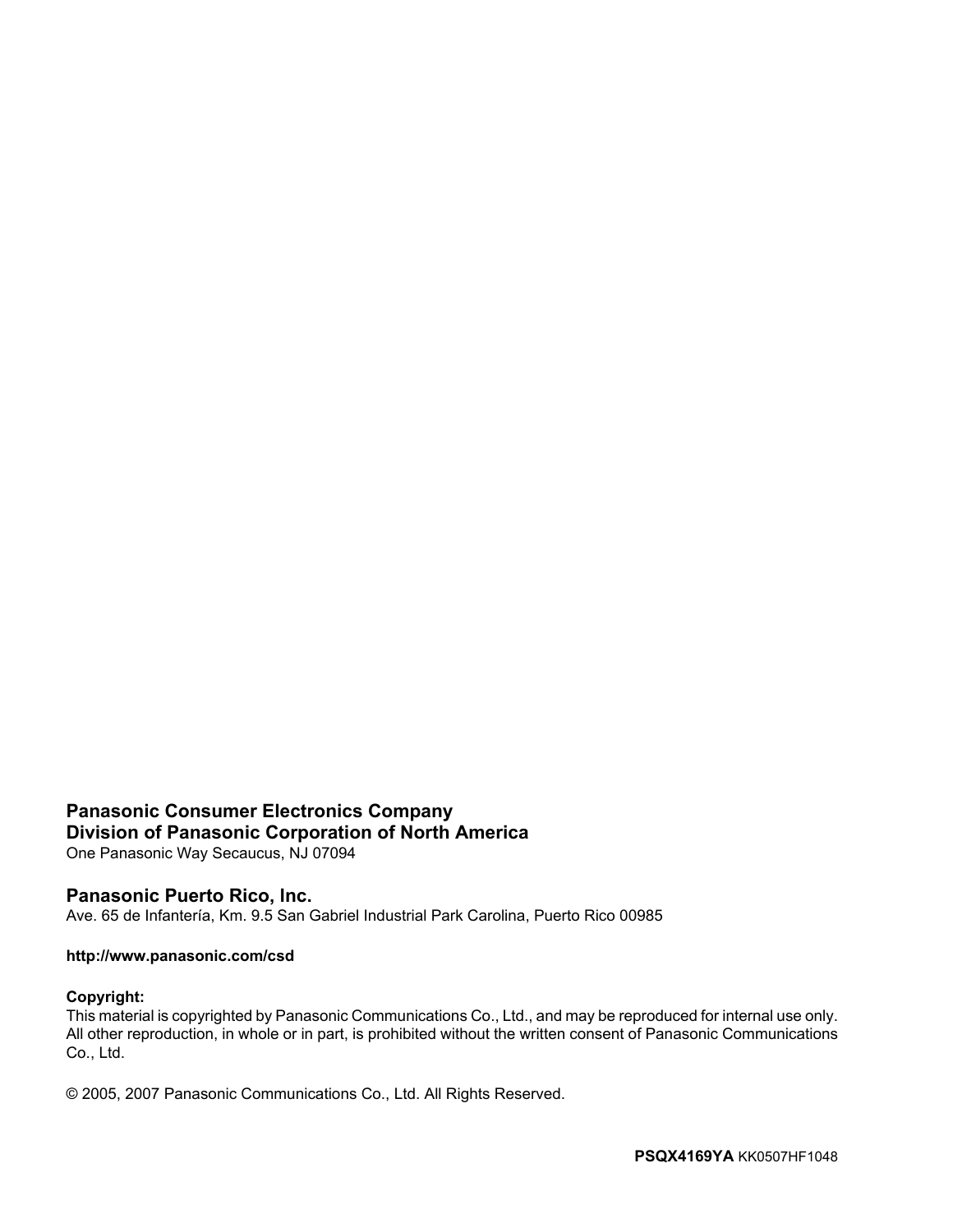**Panasonic Consumer Electronics Company**
**Division of Panasonic Corporation of North America**
One Panasonic Way Secaucus, NJ 07094

**Panasonic Puerto Rico, Inc.**
Ave. 65 de Infantería, Km. 9.5 San Gabriel Industrial Park Carolina, Puerto Rico 00985

**http://www.panasonic.com/csd**

**Copyright:**
This material is copyrighted by Panasonic Communications Co., Ltd., and may be reproduced for internal use only. All other reproduction, in whole or in part, is prohibited without the written consent of Panasonic Communications Co., Ltd.

© 2005, 2007 Panasonic Communications Co., Ltd. All Rights Reserved.

**PSQX4169YA** KK0507HF1048